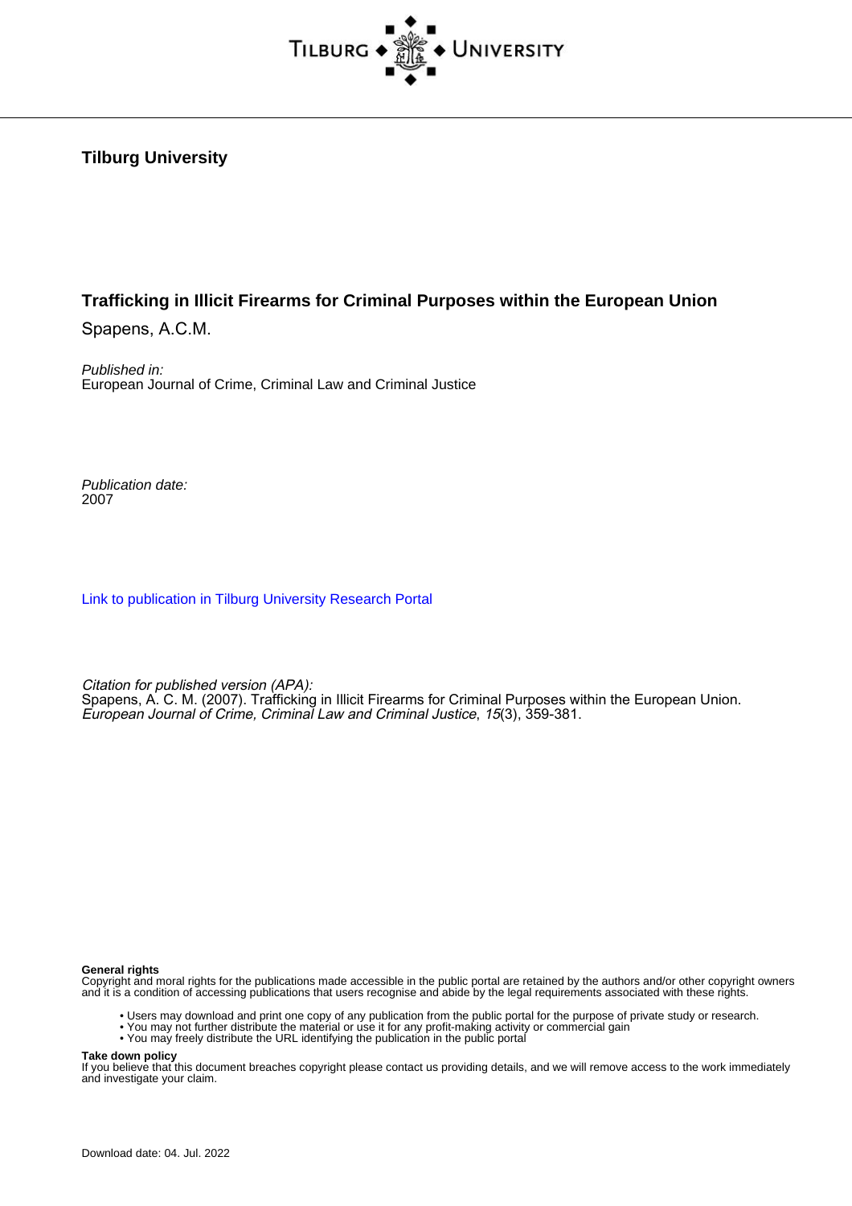**Tilburg University**

**Trafficking in Illicit Firearms for Criminal Purposes within the European Union**

Spapens, A.C.M.

*Published in:*
European Journal of Crime, Criminal Law and Criminal Justice

*Publication date:*
2007

[Link to publication in Tilburg University Research Portal](#)

*Citation for published version (APA):*
Spapens, A. C. M. (2007). Trafficking in Illicit Firearms for Criminal Purposes within the European Union. *European Journal of Crime, Criminal Law and Criminal Justice*, *15*(3), 359-381.

**General rights**
Copyright and moral rights for the publications made accessible in the public portal are retained by the authors and/or other copyright owners and it is a condition of accessing publications that users recognise and abide by the legal requirements associated with these rights.

- Users may download and print one copy of any publication from the public portal for the purpose of private study or research.
- You may not further distribute the material or use it for any profit-making activity or commercial gain
- You may freely distribute the URL identifying the publication in the public portal

**Take down policy**
If you believe that this document breaches copyright please contact us providing details, and we will remove access to the work immediately and investigate your claim.

Download date: 04. Jul. 2022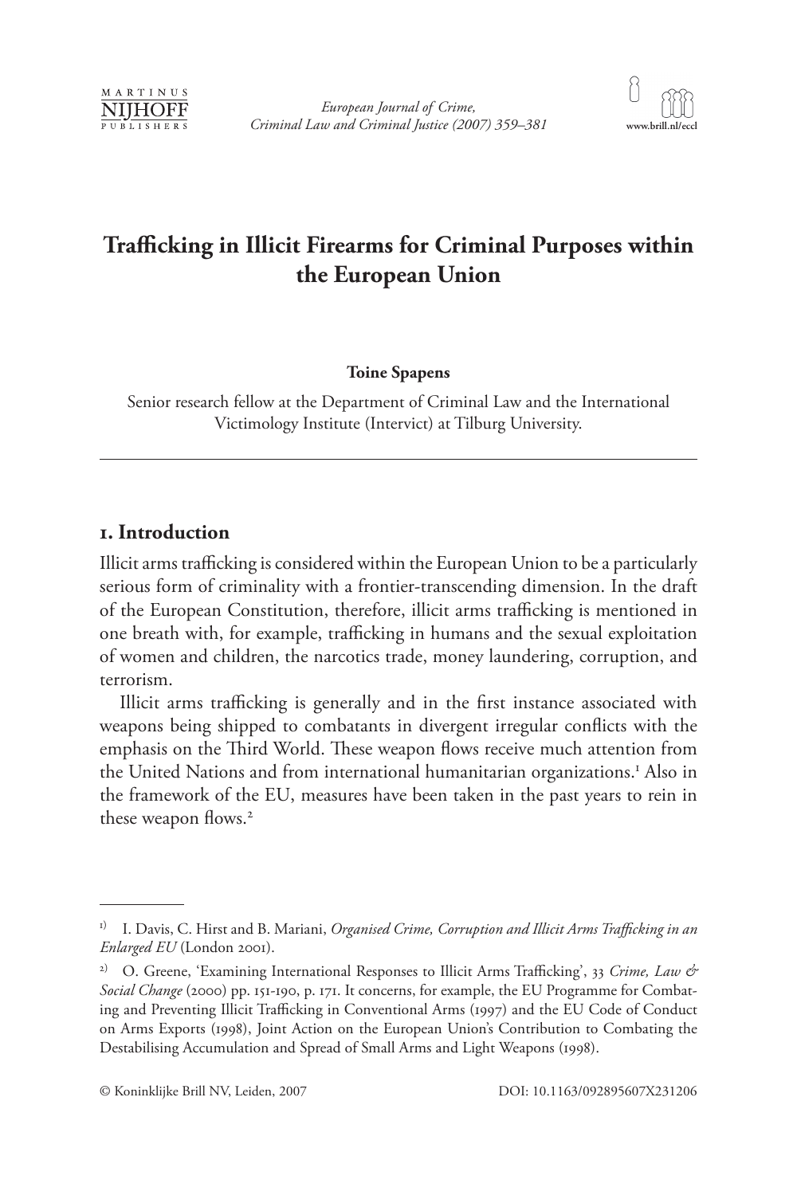# Trafficking in Illicit Firearms for Criminal Purposes within the European Union

**Toine Spapens**

Senior research fellow at the Department of Criminal Law and the International Victimology Institute (Intervict) at Tilburg University.

---

## 1. Introduction

Illicit arms trafficking is considered within the European Union to be a particularly serious form of criminality with a frontier-transcending dimension. In the draft of the European Constitution, therefore, illicit arms trafficking is mentioned in one breath with, for example, trafficking in humans and the sexual exploitation of women and children, the narcotics trade, money laundering, corruption, and terrorism.

Illicit arms trafficking is generally and in the first instance associated with weapons being shipped to combatants in divergent irregular conflicts with the emphasis on the Third World. These weapon flows receive much attention from the United Nations and from international humanitarian organizations.[1] Also in the framework of the EU, measures have been taken in the past years to rein in these weapon flows.[2]

---

[1] I. Davis, C. Hirst and B. Mariani, *Organised Crime, Corruption and Illicit Arms Trafficking in an Enlarged EU* (London 2001).

[2] O. Greene, 'Examining International Responses to Illicit Arms Trafficking', 33 *Crime, Law & Social Change* (2000) pp. 151-190, p. 171. It concerns, for example, the EU Programme for Combating and Preventing Illicit Trafficking in Conventional Arms (1997) and the EU Code of Conduct on Arms Exports (1998), Joint Action on the European Union's Contribution to Combating the Destabilising Accumulation and Spread of Small Arms and Light Weapons (1998).

© Koninklijke Brill NV, Leiden, 2007 DOI: 10.1163/092895607X231206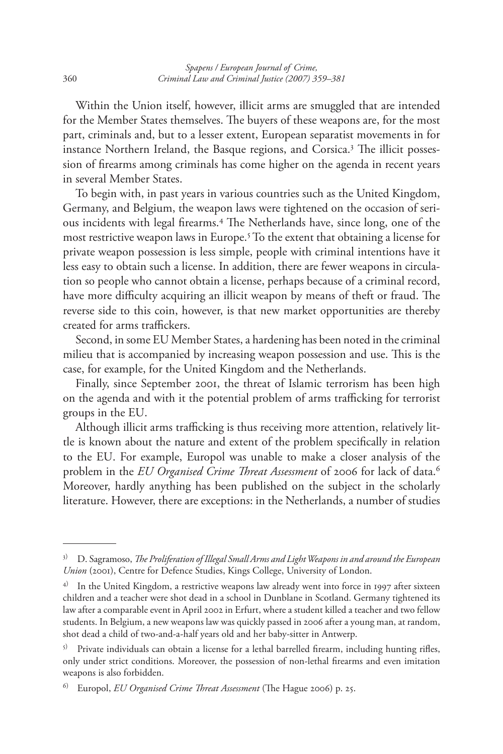Within the Union itself, however, illicit arms are smuggled that are intended for the Member States themselves. The buyers of these weapons are, for the most part, criminals and, but to a lesser extent, European separatist movements in for instance Northern Ireland, the Basque regions, and Corsica.[3] The illicit possession of firearms among criminals has come higher on the agenda in recent years in several Member States.

To begin with, in past years in various countries such as the United Kingdom, Germany, and Belgium, the weapon laws were tightened on the occasion of serious incidents with legal firearms.[4] The Netherlands have, since long, one of the most restrictive weapon laws in Europe.[5] To the extent that obtaining a license for private weapon possession is less simple, people with criminal intentions have it less easy to obtain such a license. In addition, there are fewer weapons in circulation so people who cannot obtain a license, perhaps because of a criminal record, have more difficulty acquiring an illicit weapon by means of theft or fraud. The reverse side to this coin, however, is that new market opportunities are thereby created for arms traffickers.

Second, in some EU Member States, a hardening has been noted in the criminal milieu that is accompanied by increasing weapon possession and use. This is the case, for example, for the United Kingdom and the Netherlands.

Finally, since September 2001, the threat of Islamic terrorism has been high on the agenda and with it the potential problem of arms trafficking for terrorist groups in the EU.

Although illicit arms trafficking is thus receiving more attention, relatively little is known about the nature and extent of the problem specifically in relation to the EU. For example, Europol was unable to make a closer analysis of the problem in the *EU Organised Crime Threat Assessment* of 2006 for lack of data.[6] Moreover, hardly anything has been published on the subject in the scholarly literature. However, there are exceptions: in the Netherlands, a number of studies

---

[3] D. Sagramoso, *The Proliferation of Illegal Small Arms and Light Weapons in and around the European Union* (2001), Centre for Defence Studies, Kings College, University of London.

[4] In the United Kingdom, a restrictive weapons law already went into force in 1997 after sixteen children and a teacher were shot dead in a school in Dunblane in Scotland. Germany tightened its law after a comparable event in April 2002 in Erfurt, where a student killed a teacher and two fellow students. In Belgium, a new weapons law was quickly passed in 2006 after a young man, at random, shot dead a child of two-and-a-half years old and her baby-sitter in Antwerp.

[5] Private individuals can obtain a license for a lethal barrelled firearm, including hunting rifles, only under strict conditions. Moreover, the possession of non-lethal firearms and even imitation weapons is also forbidden.

[6] Europol, *EU Organised Crime Threat Assessment* (The Hague 2006) p. 25.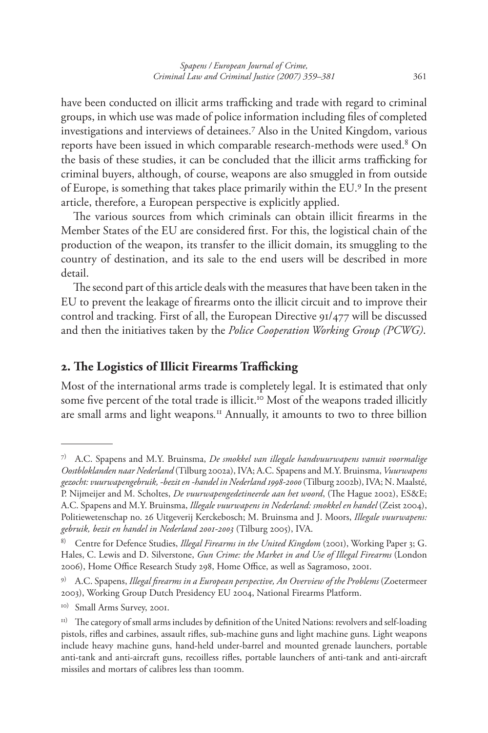have been conducted on illicit arms trafficking and trade with regard to criminal groups, in which use was made of police information including files of completed investigations and interviews of detainees.[7] Also in the United Kingdom, various reports have been issued in which comparable research-methods were used.[8] On the basis of these studies, it can be concluded that the illicit arms trafficking for criminal buyers, although, of course, weapons are also smuggled in from outside of Europe, is something that takes place primarily within the EU.[9] In the present article, therefore, a European perspective is explicitly applied.

The various sources from which criminals can obtain illicit firearms in the Member States of the EU are considered first. For this, the logistical chain of the production of the weapon, its transfer to the illicit domain, its smuggling to the country of destination, and its sale to the end users will be described in more detail.

The second part of this article deals with the measures that have been taken in the EU to prevent the leakage of firearms onto the illicit circuit and to improve their control and tracking. First of all, the European Directive 91/477 will be discussed and then the initiatives taken by the *Police Cooperation Working Group (PCWG)*.

## 2. The Logistics of Illicit Firearms Trafficking

Most of the international arms trade is completely legal. It is estimated that only some five percent of the total trade is illicit.[10] Most of the weapons traded illicitly are small arms and light weapons.[11] Annually, it amounts to two to three billion

---

[7] A.C. Spapens and M.Y. Bruinsma, *De smokkel van illegale handvuurwapens vanuit voormalige Oostbloklanden naar Nederland* (Tilburg 2002a), IVA; A.C. Spapens and M.Y. Bruinsma, *Vuurwapens gezocht: vuurwapengebruik, -bezit en -handel in Nederland 1998-2000* (Tilburg 2002b), IVA; N. Maalsté, P. Nijmeijer and M. Scholtes, *De vuurwapengedetineerde aan het woord*, (The Hague 2002), ES&E; A.C. Spapens and M.Y. Bruinsma, *Illegale vuurwapens in Nederland: smokkel en handel* (Zeist 2004), Politiewetenschap no. 26 Uitgeverij Kerckebosch; M. Bruinsma and J. Moors, *Illegale vuurwapens: gebruik, bezit en handel in Nederland 2001-2003* (Tilburg 2005), IVA.

[8] Centre for Defence Studies, *Illegal Firearms in the United Kingdom* (2001), Working Paper 3; G. Hales, C. Lewis and D. Silverstone, *Gun Crime: the Market in and Use of Illegal Firearms* (London 2006), Home Office Research Study 298, Home Office, as well as Sagramoso, 2001.

[9] A.C. Spapens, *Illegal firearms in a European perspective, An Overview of the Problems* (Zoetermeer 2003), Working Group Dutch Presidency EU 2004, National Firearms Platform.

[10] Small Arms Survey, 2001.

[11] The category of small arms includes by definition of the United Nations: revolvers and self-loading pistols, rifles and carbines, assault rifles, sub-machine guns and light machine guns. Light weapons include heavy machine guns, hand-held under-barrel and mounted grenade launchers, portable anti-tank and anti-aircraft guns, recoilless rifles, portable launchers of anti-tank and anti-aircraft missiles and mortars of calibres less than 100mm.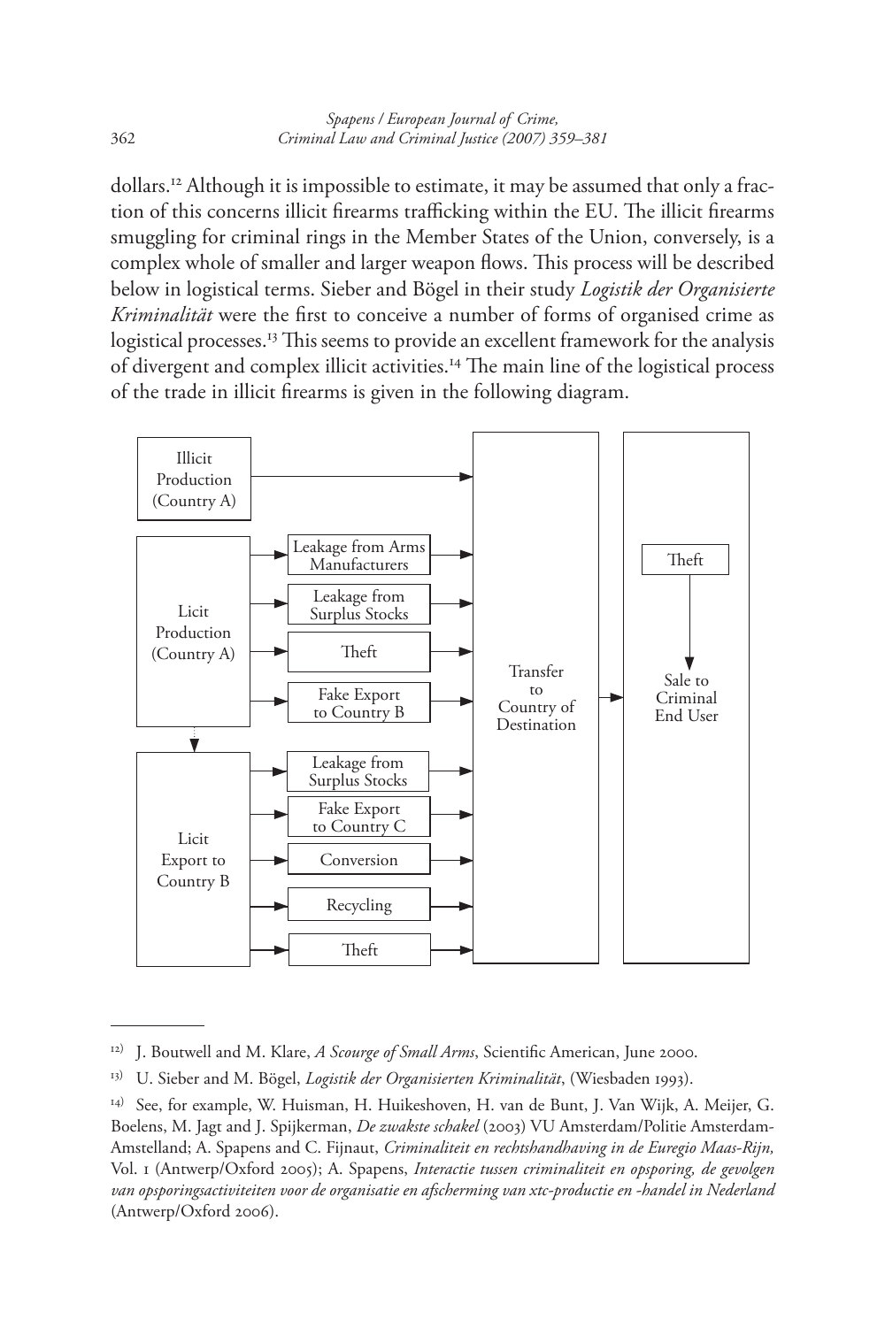dollars.[12] Although it is impossible to estimate, it may be assumed that only a fraction of this concerns illicit firearms trafficking within the EU. The illicit firearms smuggling for criminal rings in the Member States of the Union, conversely, is a complex whole of smaller and larger weapon flows. This process will be described below in logistical terms. Sieber and Bögel in their study *Logistik der Organisierte Kriminalität* were the first to conceive a number of forms of organised crime as logistical processes.[13] This seems to provide an excellent framework for the analysis of divergent and complex illicit activities.[14] The main line of the logistical process of the trade in illicit firearms is given in the following diagram.

- Illicit Production (Country A) → Transfer to Country of Destination
- Licit Production (Country A):
  - Leakage from Arms Manufacturers → Transfer to Country of Destination
  - Leakage from Surplus Stocks → Transfer to Country of Destination
  - Theft → Transfer to Country of Destination
  - Fake Export to Country B → Transfer to Country of Destination
- Licit Production (Country A) → Licit Export to Country B:
  - Leakage from Surplus Stocks → Transfer to Country of Destination
  - Fake Export to Country C → Transfer to Country of Destination
  - Conversion → Transfer to Country of Destination
  - Recycling → Transfer to Country of Destination
  - Theft → Transfer to Country of Destination
- Transfer to Country of Destination → Sale to Criminal End User
- Theft → Sale to Criminal End User

---

[12] J. Boutwell and M. Klare, *A Scourge of Small Arms*, Scientific American, June 2000.

[13] U. Sieber and M. Bögel, *Logistik der Organisierten Kriminalität*, (Wiesbaden 1993).

[14] See, for example, W. Huisman, H. Huikeshoven, H. van de Bunt, J. Van Wijk, A. Meijer, G. Boelens, M. Jagt and J. Spijkerman, *De zwakste schakel* (2003) VU Amsterdam/Politie Amsterdam-Amstelland; A. Spapens and C. Fijnaut, *Criminaliteit en rechtshandhaving in de Euregio Maas-Rijn,* Vol. 1 (Antwerp/Oxford 2005); A. Spapens, *Interactie tussen criminaliteit en opsporing, de gevolgen van opsporingsactiviteiten voor de organisatie en afscherming van xtc-productie en -handel in Nederland* (Antwerp/Oxford 2006).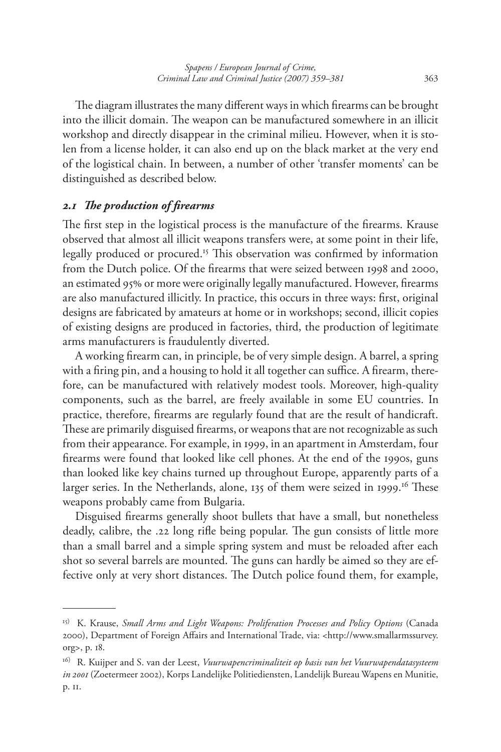The diagram illustrates the many different ways in which firearms can be brought into the illicit domain. The weapon can be manufactured somewhere in an illicit workshop and directly disappear in the criminal milieu. However, when it is stolen from a license holder, it can also end up on the black market at the very end of the logistical chain. In between, a number of other 'transfer moments' can be distinguished as described below.

### *2.1 The production of firearms*

The first step in the logistical process is the manufacture of the firearms. Krause observed that almost all illicit weapons transfers were, at some point in their life, legally produced or procured.[15] This observation was confirmed by information from the Dutch police. Of the firearms that were seized between 1998 and 2000, an estimated 95% or more were originally legally manufactured. However, firearms are also manufactured illicitly. In practice, this occurs in three ways: first, original designs are fabricated by amateurs at home or in workshops; second, illicit copies of existing designs are produced in factories, third, the production of legitimate arms manufacturers is fraudulently diverted.

A working firearm can, in principle, be of very simple design. A barrel, a spring with a firing pin, and a housing to hold it all together can suffice. A firearm, therefore, can be manufactured with relatively modest tools. Moreover, high-quality components, such as the barrel, are freely available in some EU countries. In practice, therefore, firearms are regularly found that are the result of handicraft. These are primarily disguised firearms, or weapons that are not recognizable as such from their appearance. For example, in 1999, in an apartment in Amsterdam, four firearms were found that looked like cell phones. At the end of the 1990s, guns than looked like key chains turned up throughout Europe, apparently parts of a larger series. In the Netherlands, alone, 135 of them were seized in 1999.[16] These weapons probably came from Bulgaria.

Disguised firearms generally shoot bullets that have a small, but nonetheless deadly, calibre, the .22 long rifle being popular. The gun consists of little more than a small barrel and a simple spring system and must be reloaded after each shot so several barrels are mounted. The guns can hardly be aimed so they are effective only at very short distances. The Dutch police found them, for example,

---

[15] K. Krause, *Small Arms and Light Weapons: Proliferation Processes and Policy Options* (Canada 2000), Department of Foreign Affairs and International Trade, via: <http://www.smallarmssurvey.org>, p. 18.

[16] R. Kuijper and S. van der Leest, *Vuurwapencriminaliteit op basis van het Vuurwapendatasysteem in 2001* (Zoetermeer 2002), Korps Landelijke Politiediensten, Landelijk Bureau Wapens en Munitie, p. 11.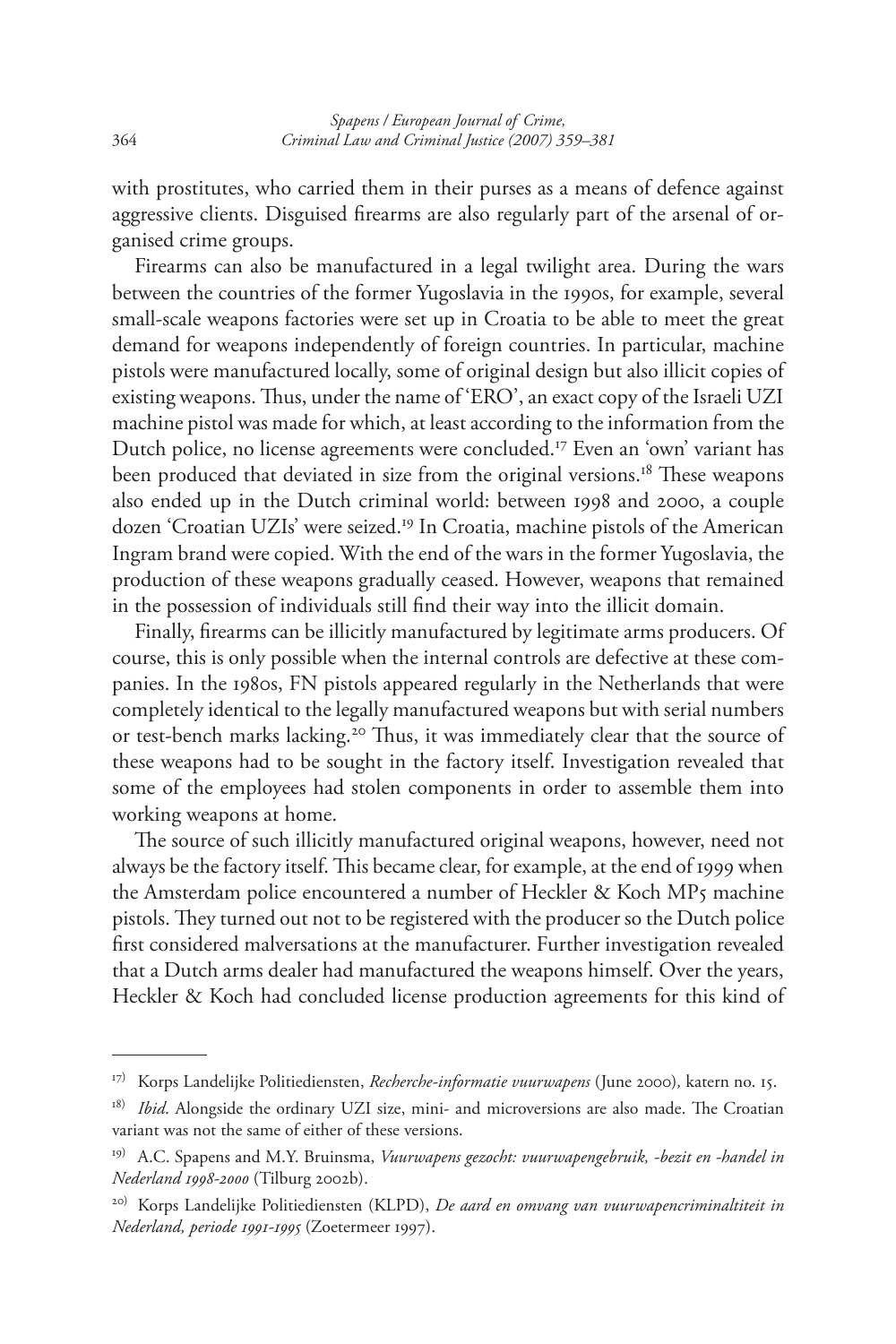with prostitutes, who carried them in their purses as a means of defence against aggressive clients. Disguised firearms are also regularly part of the arsenal of organised crime groups.

Firearms can also be manufactured in a legal twilight area. During the wars between the countries of the former Yugoslavia in the 1990s, for example, several small-scale weapons factories were set up in Croatia to be able to meet the great demand for weapons independently of foreign countries. In particular, machine pistols were manufactured locally, some of original design but also illicit copies of existing weapons. Thus, under the name of 'ERO', an exact copy of the Israeli UZI machine pistol was made for which, at least according to the information from the Dutch police, no license agreements were concluded.[17] Even an 'own' variant has been produced that deviated in size from the original versions.[18] These weapons also ended up in the Dutch criminal world: between 1998 and 2000, a couple dozen 'Croatian UZIs' were seized.[19] In Croatia, machine pistols of the American Ingram brand were copied. With the end of the wars in the former Yugoslavia, the production of these weapons gradually ceased. However, weapons that remained in the possession of individuals still find their way into the illicit domain.

Finally, firearms can be illicitly manufactured by legitimate arms producers. Of course, this is only possible when the internal controls are defective at these companies. In the 1980s, FN pistols appeared regularly in the Netherlands that were completely identical to the legally manufactured weapons but with serial numbers or test-bench marks lacking.[20] Thus, it was immediately clear that the source of these weapons had to be sought in the factory itself. Investigation revealed that some of the employees had stolen components in order to assemble them into working weapons at home.

The source of such illicitly manufactured original weapons, however, need not always be the factory itself. This became clear, for example, at the end of 1999 when the Amsterdam police encountered a number of Heckler & Koch MP5 machine pistols. They turned out not to be registered with the producer so the Dutch police first considered malversations at the manufacturer. Further investigation revealed that a Dutch arms dealer had manufactured the weapons himself. Over the years, Heckler & Koch had concluded license production agreements for this kind of

---

[17] Korps Landelijke Politiediensten, *Recherche-informatie vuurwapens* (June 2000), katern no. 15.

[18] *Ibid*. Alongside the ordinary UZI size, mini- and microversions are also made. The Croatian variant was not the same of either of these versions.

[19] A.C. Spapens and M.Y. Bruinsma, *Vuurwapens gezocht: vuurwapengebruik, -bezit en -handel in Nederland 1998-2000* (Tilburg 2002b).

[20] Korps Landelijke Politiediensten (KLPD), *De aard en omvang van vuurwapencriminaltiteit in Nederland, periode 1991-1995* (Zoetermeer 1997).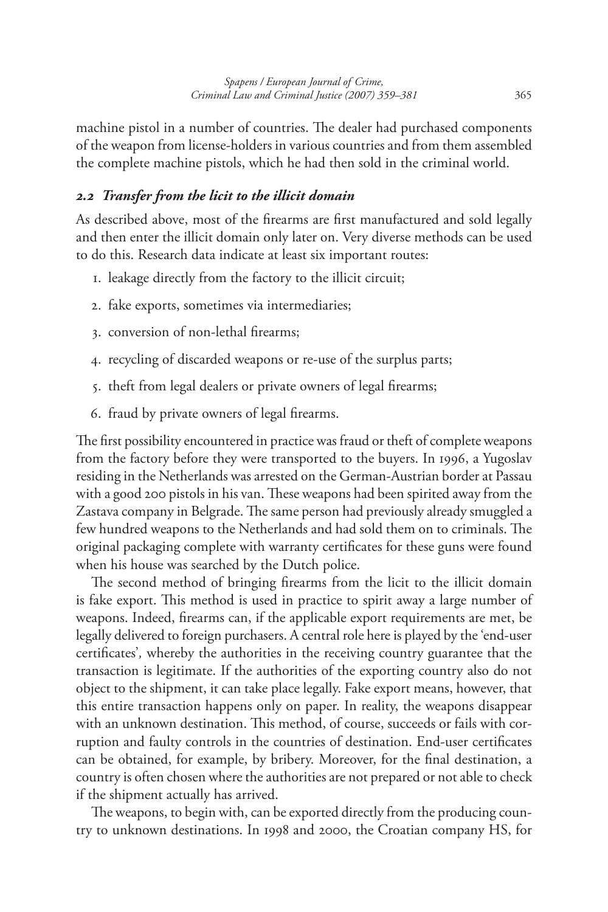machine pistol in a number of countries. The dealer had purchased components of the weapon from license-holders in various countries and from them assembled the complete machine pistols, which he had then sold in the criminal world.

### *2.2 Transfer from the licit to the illicit domain*

As described above, most of the firearms are first manufactured and sold legally and then enter the illicit domain only later on. Very diverse methods can be used to do this. Research data indicate at least six important routes:

1. leakage directly from the factory to the illicit circuit;
2. fake exports, sometimes via intermediaries;
3. conversion of non-lethal firearms;
4. recycling of discarded weapons or re-use of the surplus parts;
5. theft from legal dealers or private owners of legal firearms;
6. fraud by private owners of legal firearms.

The first possibility encountered in practice was fraud or theft of complete weapons from the factory before they were transported to the buyers. In 1996, a Yugoslav residing in the Netherlands was arrested on the German-Austrian border at Passau with a good 200 pistols in his van. These weapons had been spirited away from the Zastava company in Belgrade. The same person had previously already smuggled a few hundred weapons to the Netherlands and had sold them on to criminals. The original packaging complete with warranty certificates for these guns were found when his house was searched by the Dutch police.

The second method of bringing firearms from the licit to the illicit domain is fake export. This method is used in practice to spirit away a large number of weapons. Indeed, firearms can, if the applicable export requirements are met, be legally delivered to foreign purchasers. A central role here is played by the 'end-user certificates', whereby the authorities in the receiving country guarantee that the transaction is legitimate. If the authorities of the exporting country also do not object to the shipment, it can take place legally. Fake export means, however, that this entire transaction happens only on paper. In reality, the weapons disappear with an unknown destination. This method, of course, succeeds or fails with corruption and faulty controls in the countries of destination. End-user certificates can be obtained, for example, by bribery. Moreover, for the final destination, a country is often chosen where the authorities are not prepared or not able to check if the shipment actually has arrived.

The weapons, to begin with, can be exported directly from the producing country to unknown destinations. In 1998 and 2000, the Croatian company HS, for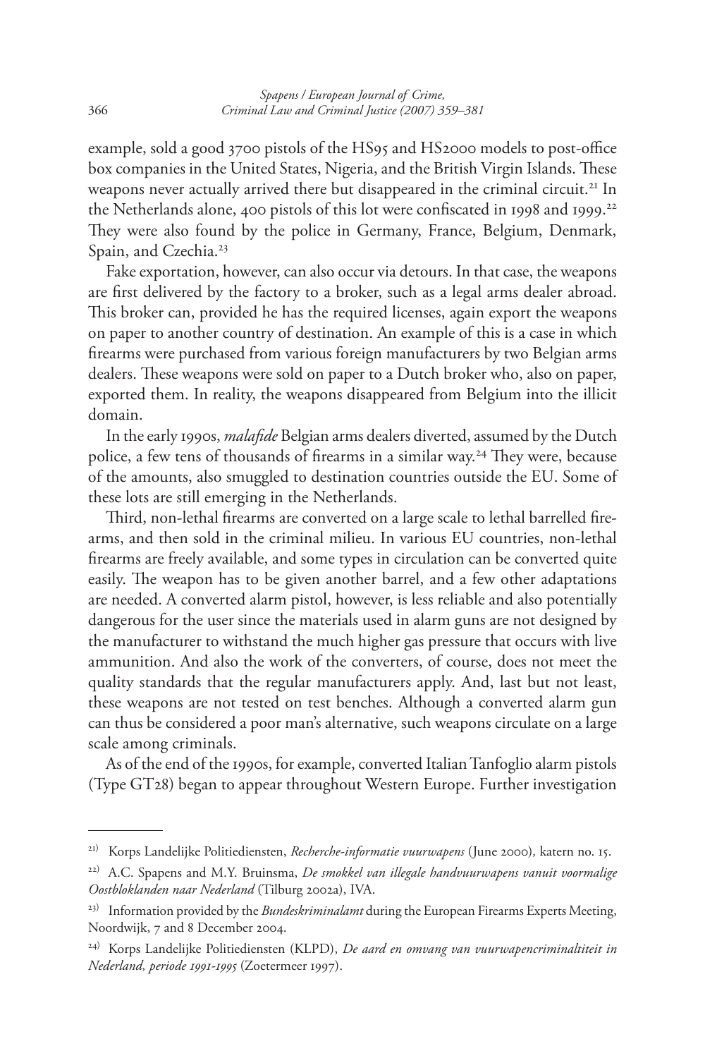example, sold a good 3700 pistols of the HS95 and HS2000 models to post-office box companies in the United States, Nigeria, and the British Virgin Islands. These weapons never actually arrived there but disappeared in the criminal circuit.[21] In the Netherlands alone, 400 pistols of this lot were confiscated in 1998 and 1999.[22] They were also found by the police in Germany, France, Belgium, Denmark, Spain, and Czechia.[23]

Fake exportation, however, can also occur via detours. In that case, the weapons are first delivered by the factory to a broker, such as a legal arms dealer abroad. This broker can, provided he has the required licenses, again export the weapons on paper to another country of destination. An example of this is a case in which firearms were purchased from various foreign manufacturers by two Belgian arms dealers. These weapons were sold on paper to a Dutch broker who, also on paper, exported them. In reality, the weapons disappeared from Belgium into the illicit domain.

In the early 1990s, *malafide* Belgian arms dealers diverted, assumed by the Dutch police, a few tens of thousands of firearms in a similar way.[24] They were, because of the amounts, also smuggled to destination countries outside the EU. Some of these lots are still emerging in the Netherlands.

Third, non-lethal firearms are converted on a large scale to lethal barrelled firearms, and then sold in the criminal milieu. In various EU countries, non-lethal firearms are freely available, and some types in circulation can be converted quite easily. The weapon has to be given another barrel, and a few other adaptations are needed. A converted alarm pistol, however, is less reliable and also potentially dangerous for the user since the materials used in alarm guns are not designed by the manufacturer to withstand the much higher gas pressure that occurs with live ammunition. And also the work of the converters, of course, does not meet the quality standards that the regular manufacturers apply. And, last but not least, these weapons are not tested on test benches. Although a converted alarm gun can thus be considered a poor man's alternative, such weapons circulate on a large scale among criminals.

As of the end of the 1990s, for example, converted Italian Tanfoglio alarm pistols (Type GT28) began to appear throughout Western Europe. Further investigation

---

[21] Korps Landelijke Politiediensten, *Recherche-informatie vuurwapens* (June 2000), katern no. 15.

[22] A.C. Spapens and M.Y. Bruinsma, *De smokkel van illegale handvuurwapens vanuit voormalige Oostbloklanden naar Nederland* (Tilburg 2002a), IVA.

[23] Information provided by the *Bundeskriminalamt* during the European Firearms Experts Meeting, Noordwijk, 7 and 8 December 2004.

[24] Korps Landelijke Politiediensten (KLPD), *De aard en omvang van vuurwapencriminaltiteit in Nederland, periode 1991-1995* (Zoetermeer 1997).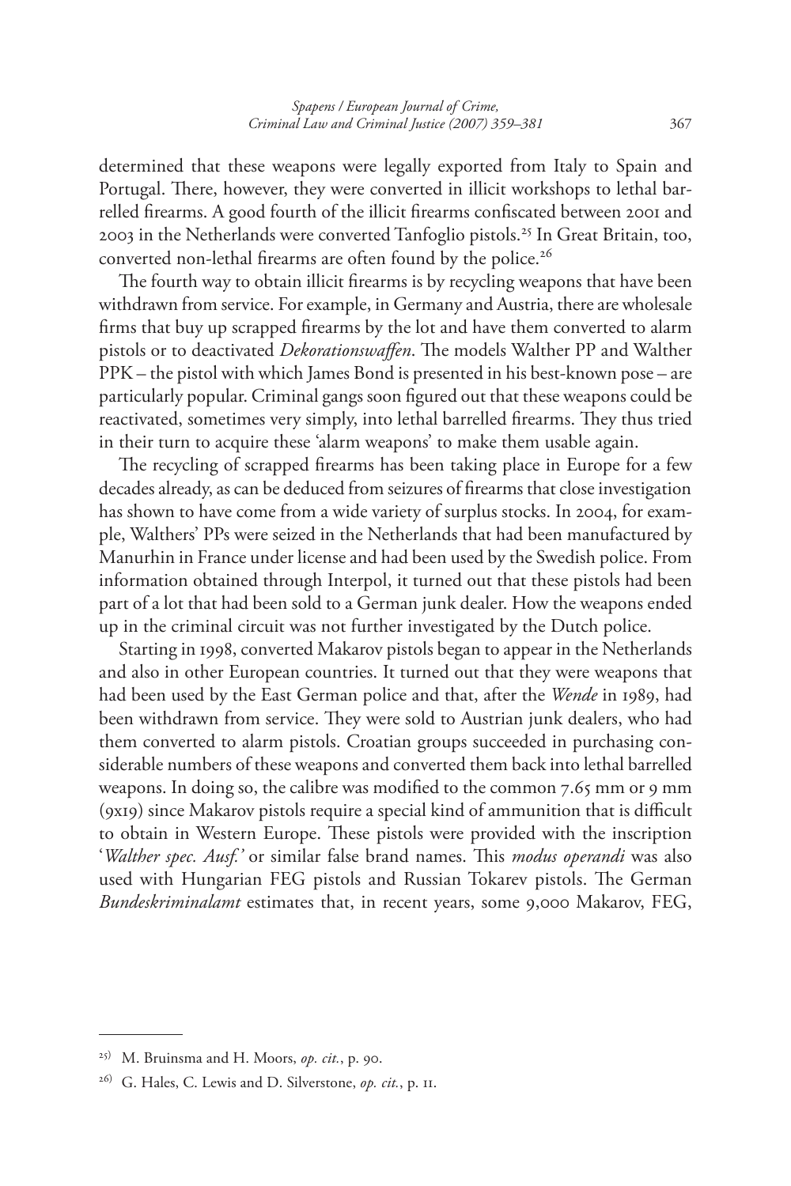determined that these weapons were legally exported from Italy to Spain and Portugal. There, however, they were converted in illicit workshops to lethal barrelled firearms. A good fourth of the illicit firearms confiscated between 2001 and 2003 in the Netherlands were converted Tanfoglio pistols.[25] In Great Britain, too, converted non-lethal firearms are often found by the police.[26]

The fourth way to obtain illicit firearms is by recycling weapons that have been withdrawn from service. For example, in Germany and Austria, there are wholesale firms that buy up scrapped firearms by the lot and have them converted to alarm pistols or to deactivated *Dekorationswaffen*. The models Walther PP and Walther PPK – the pistol with which James Bond is presented in his best-known pose – are particularly popular. Criminal gangs soon figured out that these weapons could be reactivated, sometimes very simply, into lethal barrelled firearms. They thus tried in their turn to acquire these 'alarm weapons' to make them usable again.

The recycling of scrapped firearms has been taking place in Europe for a few decades already, as can be deduced from seizures of firearms that close investigation has shown to have come from a wide variety of surplus stocks. In 2004, for example, Walthers' PPs were seized in the Netherlands that had been manufactured by Manurhin in France under license and had been used by the Swedish police. From information obtained through Interpol, it turned out that these pistols had been part of a lot that had been sold to a German junk dealer. How the weapons ended up in the criminal circuit was not further investigated by the Dutch police.

Starting in 1998, converted Makarov pistols began to appear in the Netherlands and also in other European countries. It turned out that they were weapons that had been used by the East German police and that, after the *Wende* in 1989, had been withdrawn from service. They were sold to Austrian junk dealers, who had them converted to alarm pistols. Croatian groups succeeded in purchasing considerable numbers of these weapons and converted them back into lethal barrelled weapons. In doing so, the calibre was modified to the common 7.65 mm or 9 mm (9x19) since Makarov pistols require a special kind of ammunition that is difficult to obtain in Western Europe. These pistols were provided with the inscription '*Walther spec. Ausf.*' or similar false brand names. This *modus operandi* was also used with Hungarian FEG pistols and Russian Tokarev pistols. The German *Bundeskriminalamt* estimates that, in recent years, some 9,000 Makarov, FEG,

---

25) M. Bruinsma and H. Moors, *op. cit.*, p. 90.

26) G. Hales, C. Lewis and D. Silverstone, *op. cit.*, p. 11.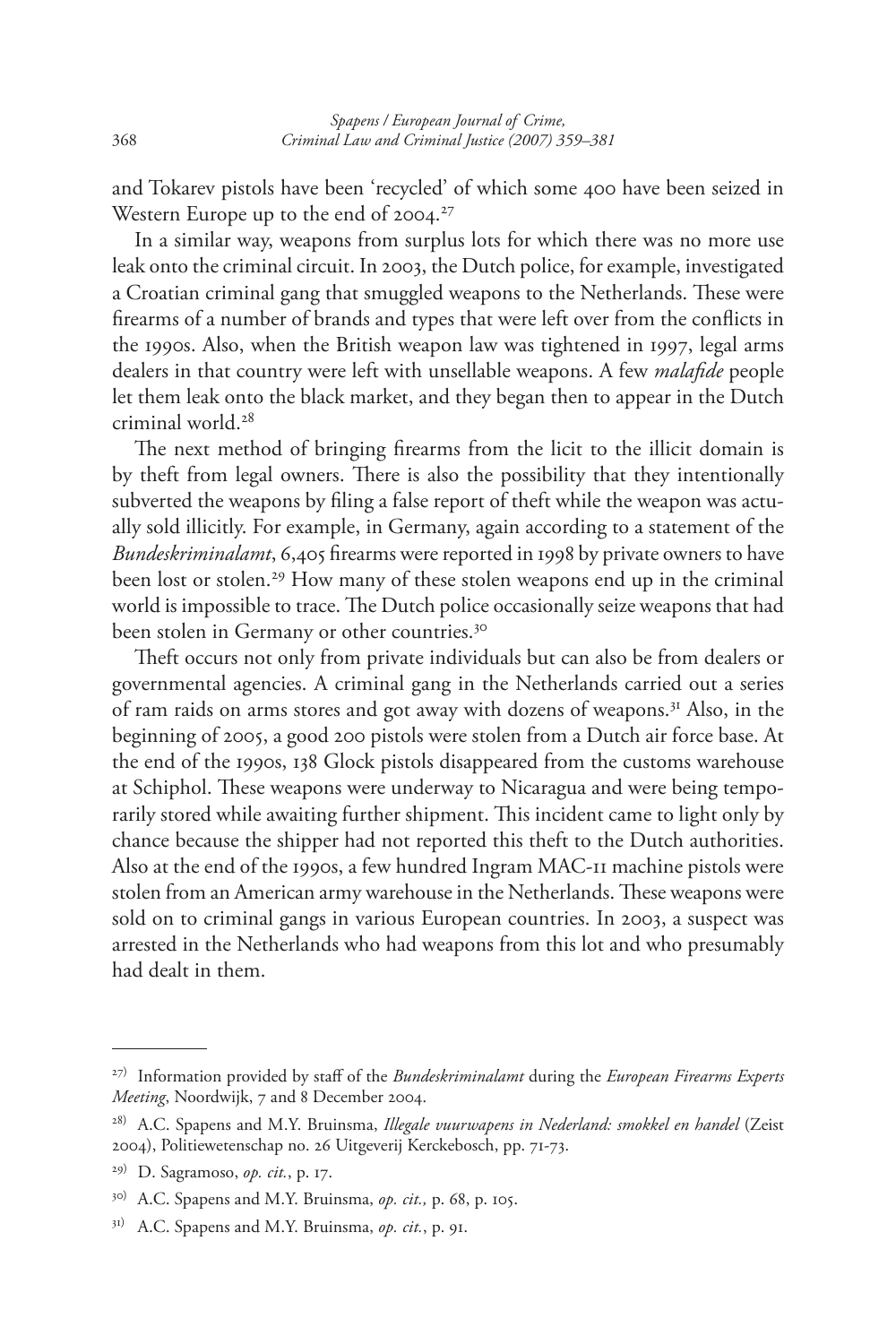and Tokarev pistols have been 'recycled' of which some 400 have been seized in Western Europe up to the end of 2004.[27]

In a similar way, weapons from surplus lots for which there was no more use leak onto the criminal circuit. In 2003, the Dutch police, for example, investigated a Croatian criminal gang that smuggled weapons to the Netherlands. These were firearms of a number of brands and types that were left over from the conflicts in the 1990s. Also, when the British weapon law was tightened in 1997, legal arms dealers in that country were left with unsellable weapons. A few *malafide* people let them leak onto the black market, and they began then to appear in the Dutch criminal world.[28]

The next method of bringing firearms from the licit to the illicit domain is by theft from legal owners. There is also the possibility that they intentionally subverted the weapons by filing a false report of theft while the weapon was actually sold illicitly. For example, in Germany, again according to a statement of the *Bundeskriminalamt*, 6,405 firearms were reported in 1998 by private owners to have been lost or stolen.[29] How many of these stolen weapons end up in the criminal world is impossible to trace. The Dutch police occasionally seize weapons that had been stolen in Germany or other countries.[30]

Theft occurs not only from private individuals but can also be from dealers or governmental agencies. A criminal gang in the Netherlands carried out a series of ram raids on arms stores and got away with dozens of weapons.[31] Also, in the beginning of 2005, a good 200 pistols were stolen from a Dutch air force base. At the end of the 1990s, 138 Glock pistols disappeared from the customs warehouse at Schiphol. These weapons were underway to Nicaragua and were being temporarily stored while awaiting further shipment. This incident came to light only by chance because the shipper had not reported this theft to the Dutch authorities. Also at the end of the 1990s, a few hundred Ingram MAC-11 machine pistols were stolen from an American army warehouse in the Netherlands. These weapons were sold on to criminal gangs in various European countries. In 2003, a suspect was arrested in the Netherlands who had weapons from this lot and who presumably had dealt in them.

---

27) Information provided by staff of the *Bundeskriminalamt* during the *European Firearms Experts Meeting*, Noordwijk, 7 and 8 December 2004.

28) A.C. Spapens and M.Y. Bruinsma, *Illegale vuurwapens in Nederland: smokkel en handel* (Zeist 2004), Politiewetenschap no. 26 Uitgeverij Kerckebosch, pp. 71-73.

29) D. Sagramoso, *op. cit.*, p. 17.

30) A.C. Spapens and M.Y. Bruinsma, *op. cit.,* p. 68, p. 105.

31) A.C. Spapens and M.Y. Bruinsma, *op. cit.*, p. 91.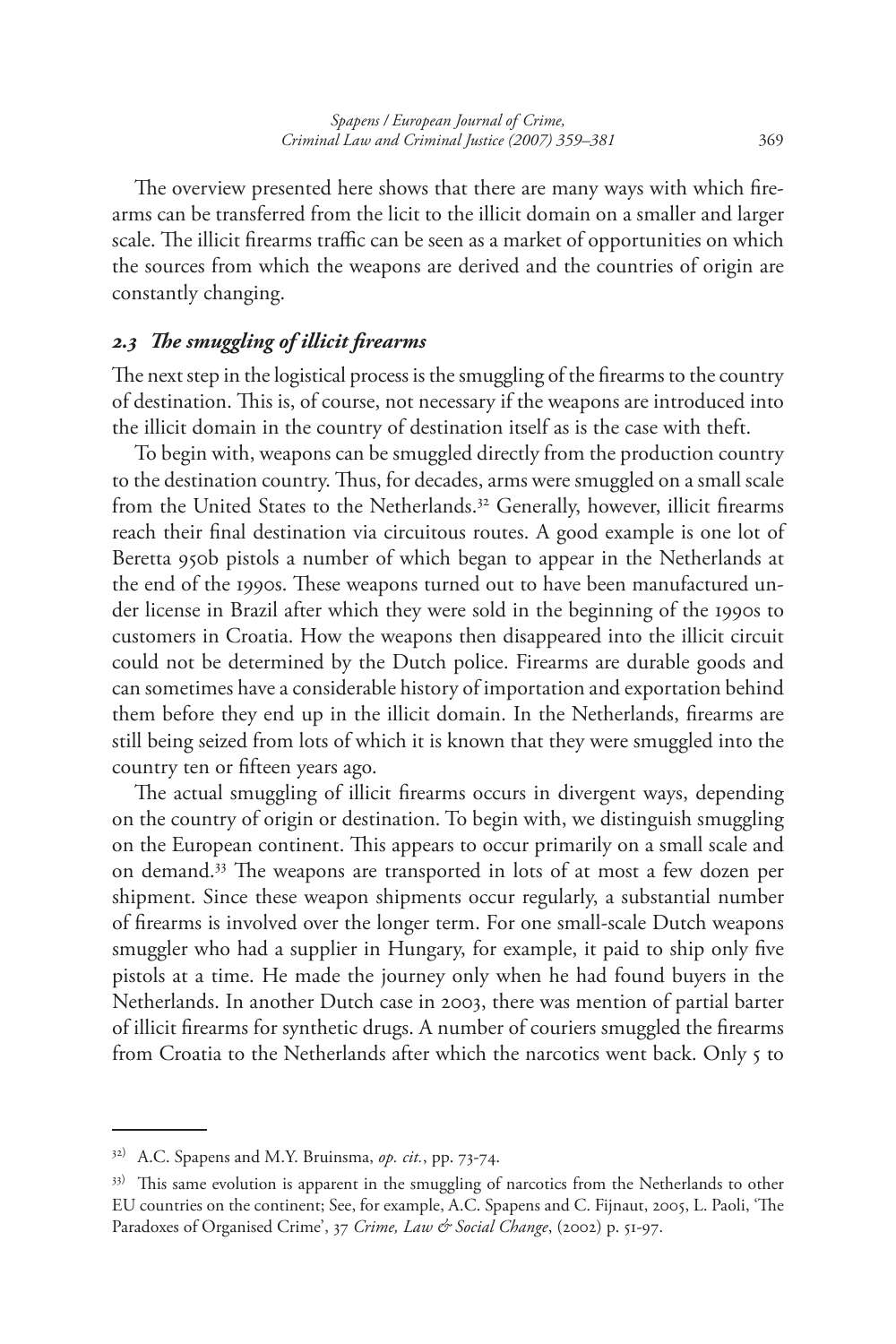The overview presented here shows that there are many ways with which firearms can be transferred from the licit to the illicit domain on a smaller and larger scale. The illicit firearms traffic can be seen as a market of opportunities on which the sources from which the weapons are derived and the countries of origin are constantly changing.

### *2.3 The smuggling of illicit firearms*

The next step in the logistical process is the smuggling of the firearms to the country of destination. This is, of course, not necessary if the weapons are introduced into the illicit domain in the country of destination itself as is the case with theft.

To begin with, weapons can be smuggled directly from the production country to the destination country. Thus, for decades, arms were smuggled on a small scale from the United States to the Netherlands.[32] Generally, however, illicit firearms reach their final destination via circuitous routes. A good example is one lot of Beretta 950b pistols a number of which began to appear in the Netherlands at the end of the 1990s. These weapons turned out to have been manufactured under license in Brazil after which they were sold in the beginning of the 1990s to customers in Croatia. How the weapons then disappeared into the illicit circuit could not be determined by the Dutch police. Firearms are durable goods and can sometimes have a considerable history of importation and exportation behind them before they end up in the illicit domain. In the Netherlands, firearms are still being seized from lots of which it is known that they were smuggled into the country ten or fifteen years ago.

The actual smuggling of illicit firearms occurs in divergent ways, depending on the country of origin or destination. To begin with, we distinguish smuggling on the European continent. This appears to occur primarily on a small scale and on demand.[33] The weapons are transported in lots of at most a few dozen per shipment. Since these weapon shipments occur regularly, a substantial number of firearms is involved over the longer term. For one small-scale Dutch weapons smuggler who had a supplier in Hungary, for example, it paid to ship only five pistols at a time. He made the journey only when he had found buyers in the Netherlands. In another Dutch case in 2003, there was mention of partial barter of illicit firearms for synthetic drugs. A number of couriers smuggled the firearms from Croatia to the Netherlands after which the narcotics went back. Only 5 to

---

[32] A.C. Spapens and M.Y. Bruinsma, *op. cit.*, pp. 73-74.

[33] This same evolution is apparent in the smuggling of narcotics from the Netherlands to other EU countries on the continent; See, for example, A.C. Spapens and C. Fijnaut, 2005, L. Paoli, 'The Paradoxes of Organised Crime', 37 *Crime, Law & Social Change*, (2002) p. 51-97.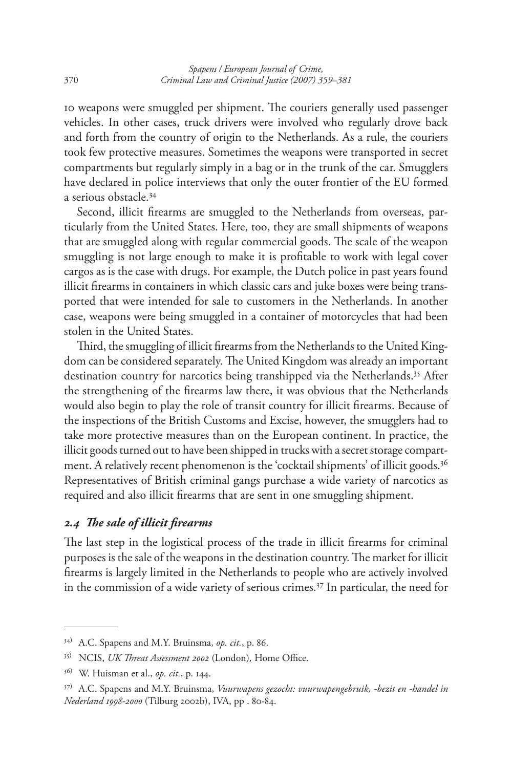10 weapons were smuggled per shipment. The couriers generally used passenger vehicles. In other cases, truck drivers were involved who regularly drove back and forth from the country of origin to the Netherlands. As a rule, the couriers took few protective measures. Sometimes the weapons were transported in secret compartments but regularly simply in a bag or in the trunk of the car. Smugglers have declared in police interviews that only the outer frontier of the EU formed a serious obstacle.[34]

Second, illicit firearms are smuggled to the Netherlands from overseas, particularly from the United States. Here, too, they are small shipments of weapons that are smuggled along with regular commercial goods. The scale of the weapon smuggling is not large enough to make it is profitable to work with legal cover cargos as is the case with drugs. For example, the Dutch police in past years found illicit firearms in containers in which classic cars and juke boxes were being transported that were intended for sale to customers in the Netherlands. In another case, weapons were being smuggled in a container of motorcycles that had been stolen in the United States.

Third, the smuggling of illicit firearms from the Netherlands to the United Kingdom can be considered separately. The United Kingdom was already an important destination country for narcotics being transhipped via the Netherlands.[35] After the strengthening of the firearms law there, it was obvious that the Netherlands would also begin to play the role of transit country for illicit firearms. Because of the inspections of the British Customs and Excise, however, the smugglers had to take more protective measures than on the European continent. In practice, the illicit goods turned out to have been shipped in trucks with a secret storage compartment. A relatively recent phenomenon is the 'cocktail shipments' of illicit goods.[36] Representatives of British criminal gangs purchase a wide variety of narcotics as required and also illicit firearms that are sent in one smuggling shipment.

### *2.4 The sale of illicit firearms*

The last step in the logistical process of the trade in illicit firearms for criminal purposes is the sale of the weapons in the destination country. The market for illicit firearms is largely limited in the Netherlands to people who are actively involved in the commission of a wide variety of serious crimes.[37] In particular, the need for

---

34) A.C. Spapens and M.Y. Bruinsma, *op. cit.*, p. 86.

35) NCIS, *UK Threat Assessment 2002* (London), Home Office.

36) W. Huisman et al., *op. cit.*, p. 144.

37) A.C. Spapens and M.Y. Bruinsma, *Vuurwapens gezocht: vuurwapengebruik, -bezit en -handel in Nederland 1998-2000* (Tilburg 2002b), IVA, pp . 80-84.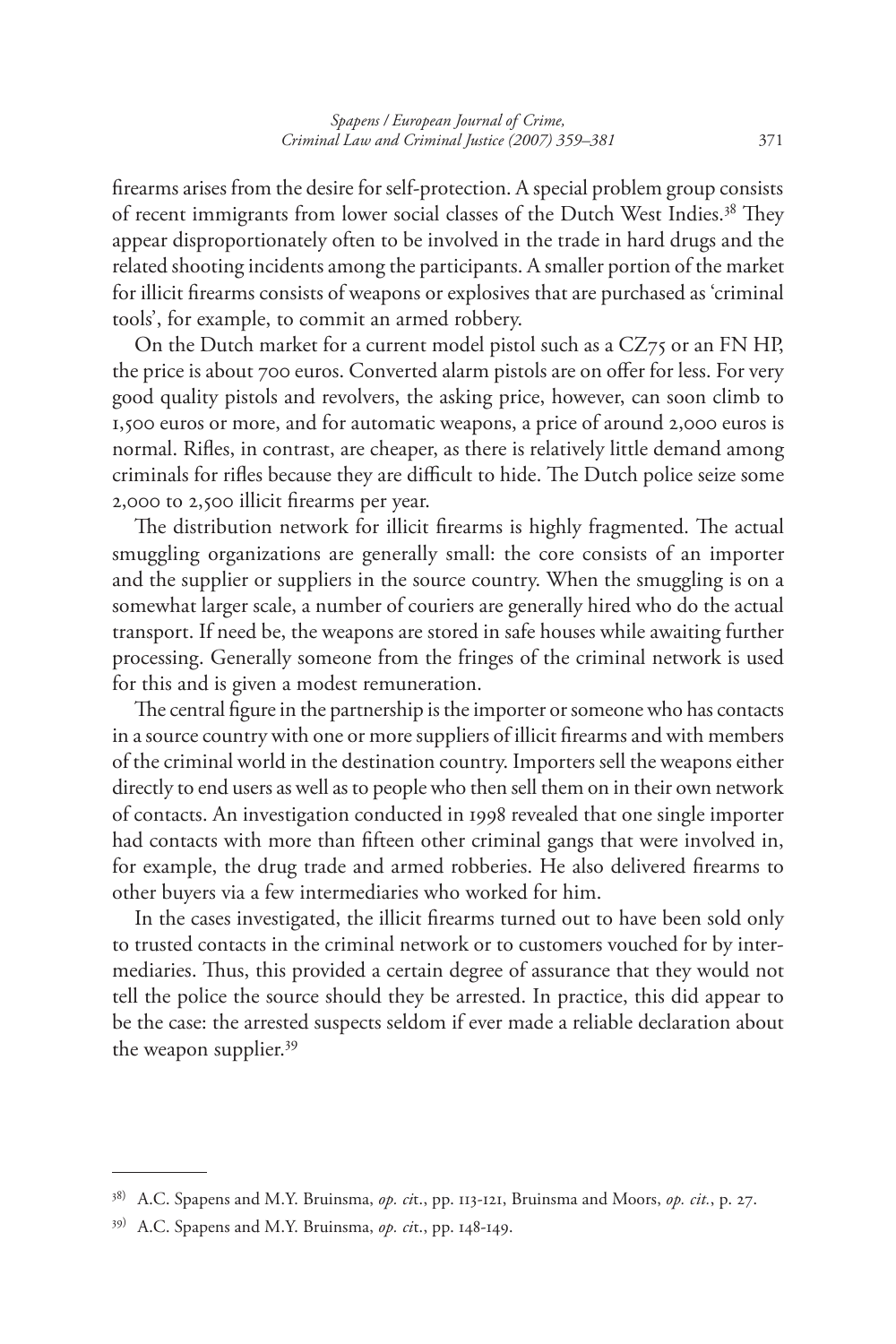firearms arises from the desire for self-protection. A special problem group consists of recent immigrants from lower social classes of the Dutch West Indies.[38] They appear disproportionately often to be involved in the trade in hard drugs and the related shooting incidents among the participants. A smaller portion of the market for illicit firearms consists of weapons or explosives that are purchased as 'criminal tools', for example, to commit an armed robbery.

On the Dutch market for a current model pistol such as a CZ75 or an FN HP, the price is about 700 euros. Converted alarm pistols are on offer for less. For very good quality pistols and revolvers, the asking price, however, can soon climb to 1,500 euros or more, and for automatic weapons, a price of around 2,000 euros is normal. Rifles, in contrast, are cheaper, as there is relatively little demand among criminals for rifles because they are difficult to hide. The Dutch police seize some 2,000 to 2,500 illicit firearms per year.

The distribution network for illicit firearms is highly fragmented. The actual smuggling organizations are generally small: the core consists of an importer and the supplier or suppliers in the source country. When the smuggling is on a somewhat larger scale, a number of couriers are generally hired who do the actual transport. If need be, the weapons are stored in safe houses while awaiting further processing. Generally someone from the fringes of the criminal network is used for this and is given a modest remuneration.

The central figure in the partnership is the importer or someone who has contacts in a source country with one or more suppliers of illicit firearms and with members of the criminal world in the destination country. Importers sell the weapons either directly to end users as well as to people who then sell them on in their own network of contacts. An investigation conducted in 1998 revealed that one single importer had contacts with more than fifteen other criminal gangs that were involved in, for example, the drug trade and armed robberies. He also delivered firearms to other buyers via a few intermediaries who worked for him.

In the cases investigated, the illicit firearms turned out to have been sold only to trusted contacts in the criminal network or to customers vouched for by intermediaries. Thus, this provided a certain degree of assurance that they would not tell the police the source should they be arrested. In practice, this did appear to be the case: the arrested suspects seldom if ever made a reliable declaration about the weapon supplier.[39]

---

[38] A.C. Spapens and M.Y. Bruinsma, *op. cit.*, pp. 113-121, Bruinsma and Moors, *op. cit.*, p. 27.

[39] A.C. Spapens and M.Y. Bruinsma, *op. cit.*, pp. 148-149.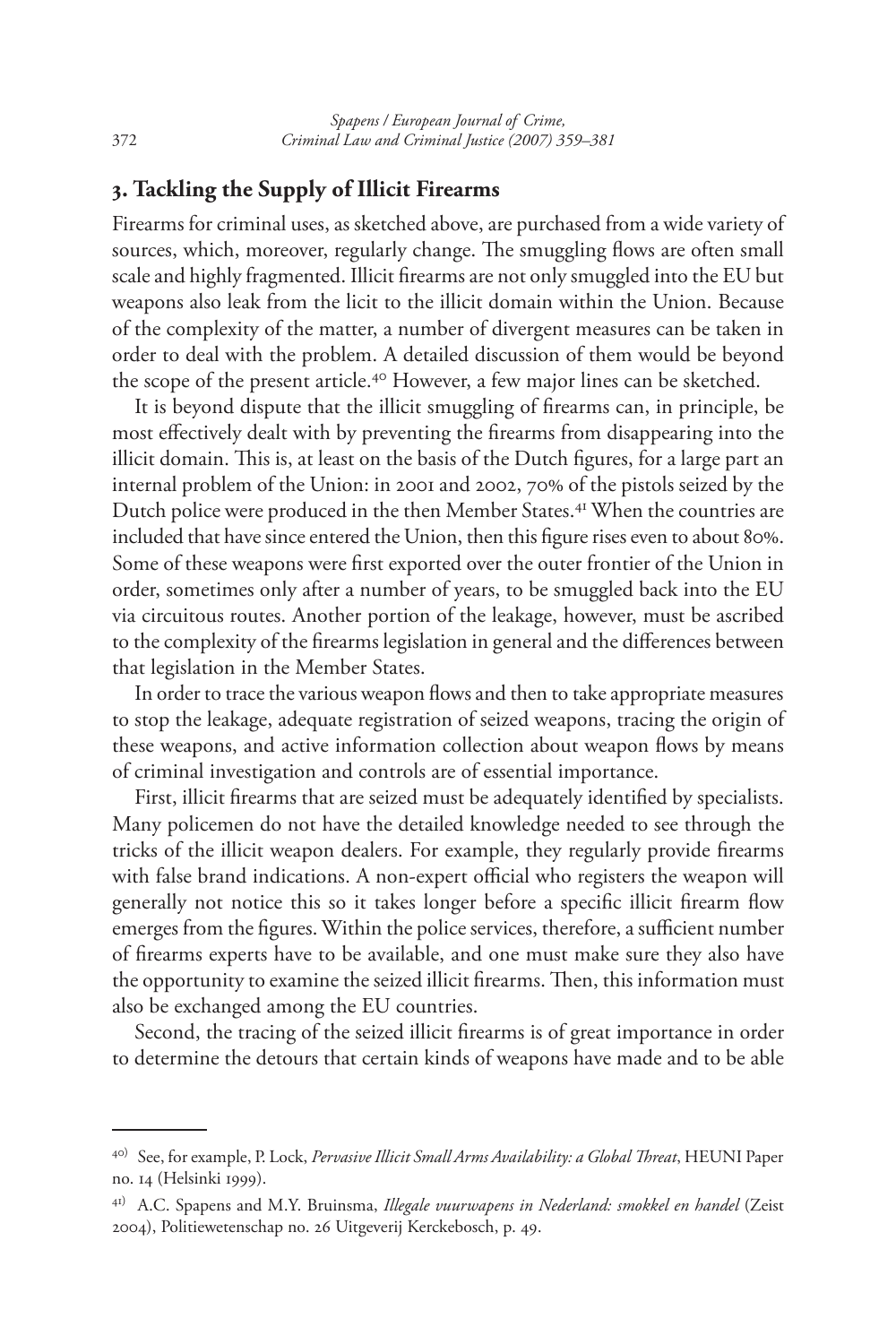## 3. Tackling the Supply of Illicit Firearms

Firearms for criminal uses, as sketched above, are purchased from a wide variety of sources, which, moreover, regularly change. The smuggling flows are often small scale and highly fragmented. Illicit firearms are not only smuggled into the EU but weapons also leak from the licit to the illicit domain within the Union. Because of the complexity of the matter, a number of divergent measures can be taken in order to deal with the problem. A detailed discussion of them would be beyond the scope of the present article.[40] However, a few major lines can be sketched.

It is beyond dispute that the illicit smuggling of firearms can, in principle, be most effectively dealt with by preventing the firearms from disappearing into the illicit domain. This is, at least on the basis of the Dutch figures, for a large part an internal problem of the Union: in 2001 and 2002, 70% of the pistols seized by the Dutch police were produced in the then Member States.[41] When the countries are included that have since entered the Union, then this figure rises even to about 80%. Some of these weapons were first exported over the outer frontier of the Union in order, sometimes only after a number of years, to be smuggled back into the EU via circuitous routes. Another portion of the leakage, however, must be ascribed to the complexity of the firearms legislation in general and the differences between that legislation in the Member States.

In order to trace the various weapon flows and then to take appropriate measures to stop the leakage, adequate registration of seized weapons, tracing the origin of these weapons, and active information collection about weapon flows by means of criminal investigation and controls are of essential importance.

First, illicit firearms that are seized must be adequately identified by specialists. Many policemen do not have the detailed knowledge needed to see through the tricks of the illicit weapon dealers. For example, they regularly provide firearms with false brand indications. A non-expert official who registers the weapon will generally not notice this so it takes longer before a specific illicit firearm flow emerges from the figures. Within the police services, therefore, a sufficient number of firearms experts have to be available, and one must make sure they also have the opportunity to examine the seized illicit firearms. Then, this information must also be exchanged among the EU countries.

Second, the tracing of the seized illicit firearms is of great importance in order to determine the detours that certain kinds of weapons have made and to be able

---

[40] See, for example, P. Lock, *Pervasive Illicit Small Arms Availability: a Global Threat*, HEUNI Paper no. 14 (Helsinki 1999).

[41] A.C. Spapens and M.Y. Bruinsma, *Illegale vuurwapens in Nederland: smokkel en handel* (Zeist 2004), Politiewetenschap no. 26 Uitgeverij Kerckebosch, p. 49.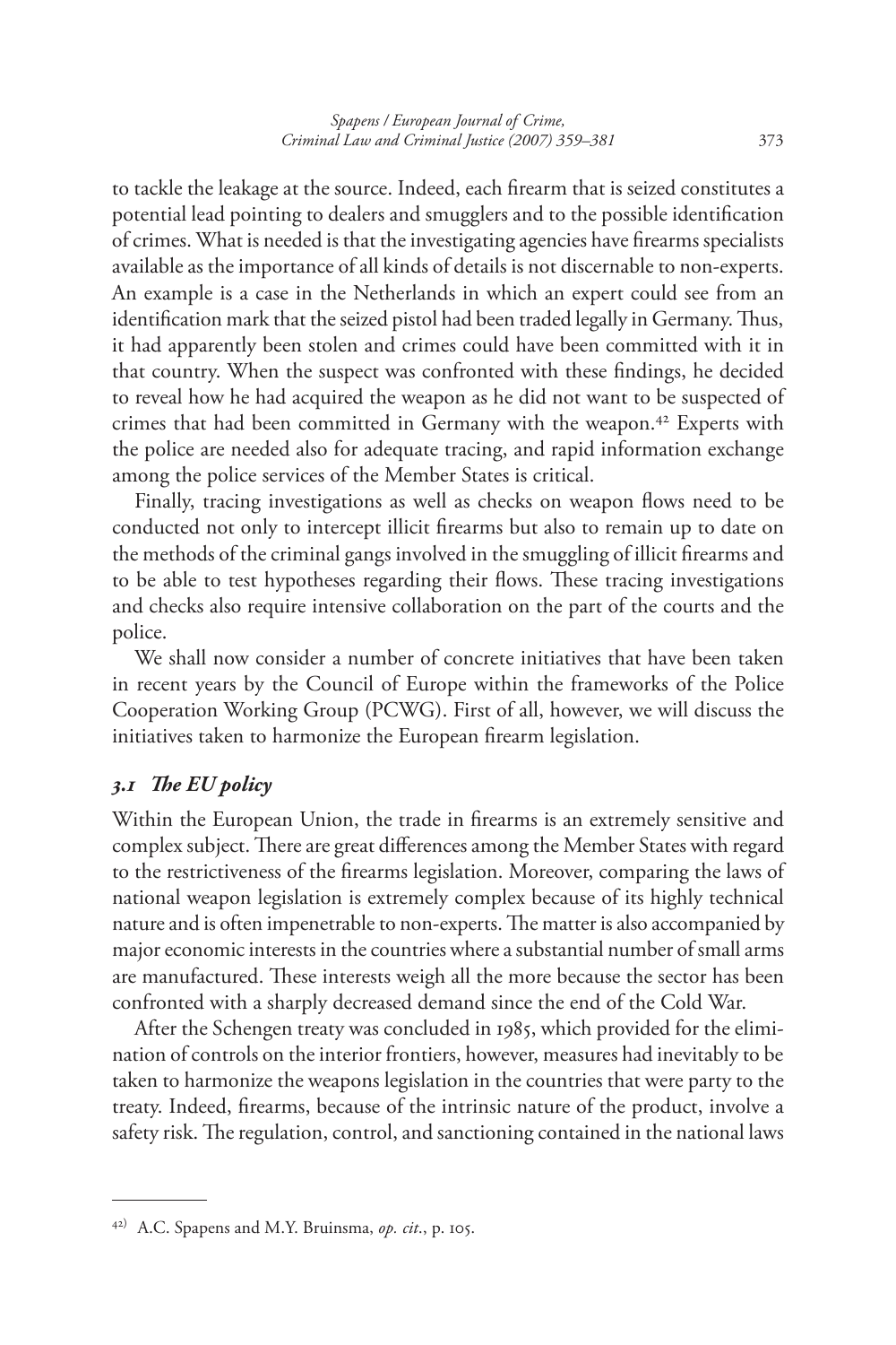to tackle the leakage at the source. Indeed, each firearm that is seized constitutes a potential lead pointing to dealers and smugglers and to the possible identification of crimes. What is needed is that the investigating agencies have firearms specialists available as the importance of all kinds of details is not discernable to non-experts. An example is a case in the Netherlands in which an expert could see from an identification mark that the seized pistol had been traded legally in Germany. Thus, it had apparently been stolen and crimes could have been committed with it in that country. When the suspect was confronted with these findings, he decided to reveal how he had acquired the weapon as he did not want to be suspected of crimes that had been committed in Germany with the weapon.[42] Experts with the police are needed also for adequate tracing, and rapid information exchange among the police services of the Member States is critical.

Finally, tracing investigations as well as checks on weapon flows need to be conducted not only to intercept illicit firearms but also to remain up to date on the methods of the criminal gangs involved in the smuggling of illicit firearms and to be able to test hypotheses regarding their flows. These tracing investigations and checks also require intensive collaboration on the part of the courts and the police.

We shall now consider a number of concrete initiatives that have been taken in recent years by the Council of Europe within the frameworks of the Police Cooperation Working Group (PCWG). First of all, however, we will discuss the initiatives taken to harmonize the European firearm legislation.

### *3.1 The EU policy*

Within the European Union, the trade in firearms is an extremely sensitive and complex subject. There are great differences among the Member States with regard to the restrictiveness of the firearms legislation. Moreover, comparing the laws of national weapon legislation is extremely complex because of its highly technical nature and is often impenetrable to non-experts. The matter is also accompanied by major economic interests in the countries where a substantial number of small arms are manufactured. These interests weigh all the more because the sector has been confronted with a sharply decreased demand since the end of the Cold War.

After the Schengen treaty was concluded in 1985, which provided for the elimination of controls on the interior frontiers, however, measures had inevitably to be taken to harmonize the weapons legislation in the countries that were party to the treaty. Indeed, firearms, because of the intrinsic nature of the product, involve a safety risk. The regulation, control, and sanctioning contained in the national laws

---

42) A.C. Spapens and M.Y. Bruinsma, *op. cit*., p. 105.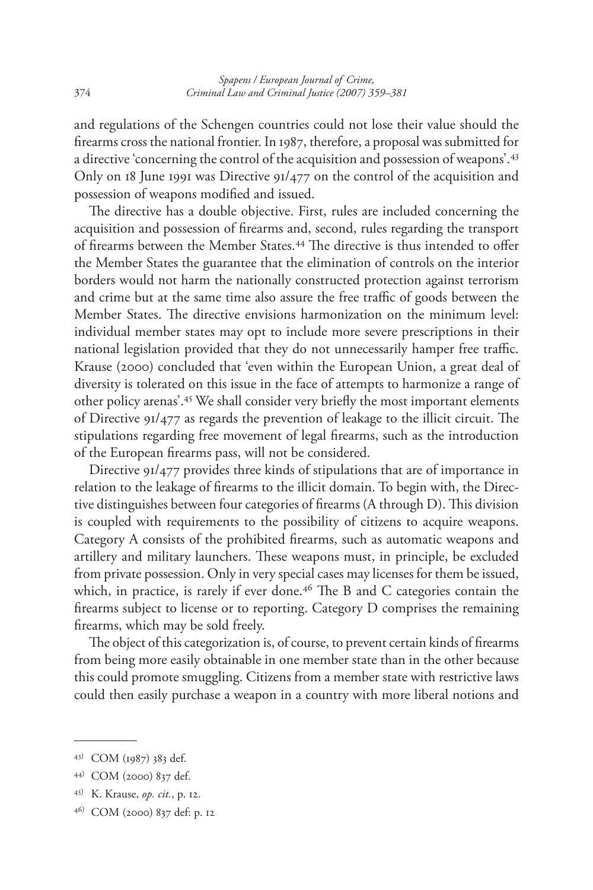and regulations of the Schengen countries could not lose their value should the firearms cross the national frontier. In 1987, therefore, a proposal was submitted for a directive 'concerning the control of the acquisition and possession of weapons'.[43] Only on 18 June 1991 was Directive 91/477 on the control of the acquisition and possession of weapons modified and issued.

The directive has a double objective. First, rules are included concerning the acquisition and possession of firearms and, second, rules regarding the transport of firearms between the Member States.[44] The directive is thus intended to offer the Member States the guarantee that the elimination of controls on the interior borders would not harm the nationally constructed protection against terrorism and crime but at the same time also assure the free traffic of goods between the Member States. The directive envisions harmonization on the minimum level: individual member states may opt to include more severe prescriptions in their national legislation provided that they do not unnecessarily hamper free traffic. Krause (2000) concluded that 'even within the European Union, a great deal of diversity is tolerated on this issue in the face of attempts to harmonize a range of other policy arenas'.[45] We shall consider very briefly the most important elements of Directive 91/477 as regards the prevention of leakage to the illicit circuit. The stipulations regarding free movement of legal firearms, such as the introduction of the European firearms pass, will not be considered.

Directive 91/477 provides three kinds of stipulations that are of importance in relation to the leakage of firearms to the illicit domain. To begin with, the Directive distinguishes between four categories of firearms (A through D). This division is coupled with requirements to the possibility of citizens to acquire weapons. Category A consists of the prohibited firearms, such as automatic weapons and artillery and military launchers. These weapons must, in principle, be excluded from private possession. Only in very special cases may licenses for them be issued, which, in practice, is rarely if ever done.[46] The B and C categories contain the firearms subject to license or to reporting. Category D comprises the remaining firearms, which may be sold freely.

The object of this categorization is, of course, to prevent certain kinds of firearms from being more easily obtainable in one member state than in the other because this could promote smuggling. Citizens from a member state with restrictive laws could then easily purchase a weapon in a country with more liberal notions and

---

[43] COM (1987) 383 def.

[44] COM (2000) 837 def.

[45] K. Krause, *op. cit.*, p. 12.

[46] COM (2000) 837 def: p. 12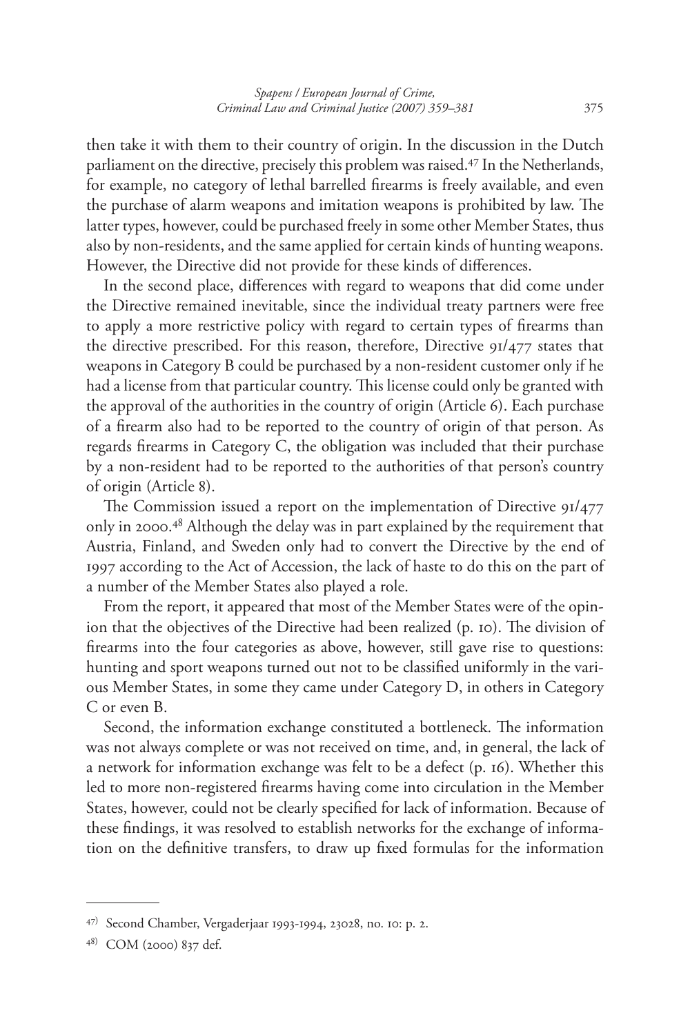then take it with them to their country of origin. In the discussion in the Dutch parliament on the directive, precisely this problem was raised.[47] In the Netherlands, for example, no category of lethal barrelled firearms is freely available, and even the purchase of alarm weapons and imitation weapons is prohibited by law. The latter types, however, could be purchased freely in some other Member States, thus also by non-residents, and the same applied for certain kinds of hunting weapons. However, the Directive did not provide for these kinds of differences.

In the second place, differences with regard to weapons that did come under the Directive remained inevitable, since the individual treaty partners were free to apply a more restrictive policy with regard to certain types of firearms than the directive prescribed. For this reason, therefore, Directive 91/477 states that weapons in Category B could be purchased by a non-resident customer only if he had a license from that particular country. This license could only be granted with the approval of the authorities in the country of origin (Article 6). Each purchase of a firearm also had to be reported to the country of origin of that person. As regards firearms in Category C, the obligation was included that their purchase by a non-resident had to be reported to the authorities of that person's country of origin (Article 8).

The Commission issued a report on the implementation of Directive 91/477 only in 2000.[48] Although the delay was in part explained by the requirement that Austria, Finland, and Sweden only had to convert the Directive by the end of 1997 according to the Act of Accession, the lack of haste to do this on the part of a number of the Member States also played a role.

From the report, it appeared that most of the Member States were of the opinion that the objectives of the Directive had been realized (p. 10). The division of firearms into the four categories as above, however, still gave rise to questions: hunting and sport weapons turned out not to be classified uniformly in the various Member States, in some they came under Category D, in others in Category C or even B.

Second, the information exchange constituted a bottleneck. The information was not always complete or was not received on time, and, in general, the lack of a network for information exchange was felt to be a defect (p. 16). Whether this led to more non-registered firearms having come into circulation in the Member States, however, could not be clearly specified for lack of information. Because of these findings, it was resolved to establish networks for the exchange of information on the definitive transfers, to draw up fixed formulas for the information

---

47) Second Chamber, Vergaderjaar 1993-1994, 23028, no. 10: p. 2.

48) COM (2000) 837 def.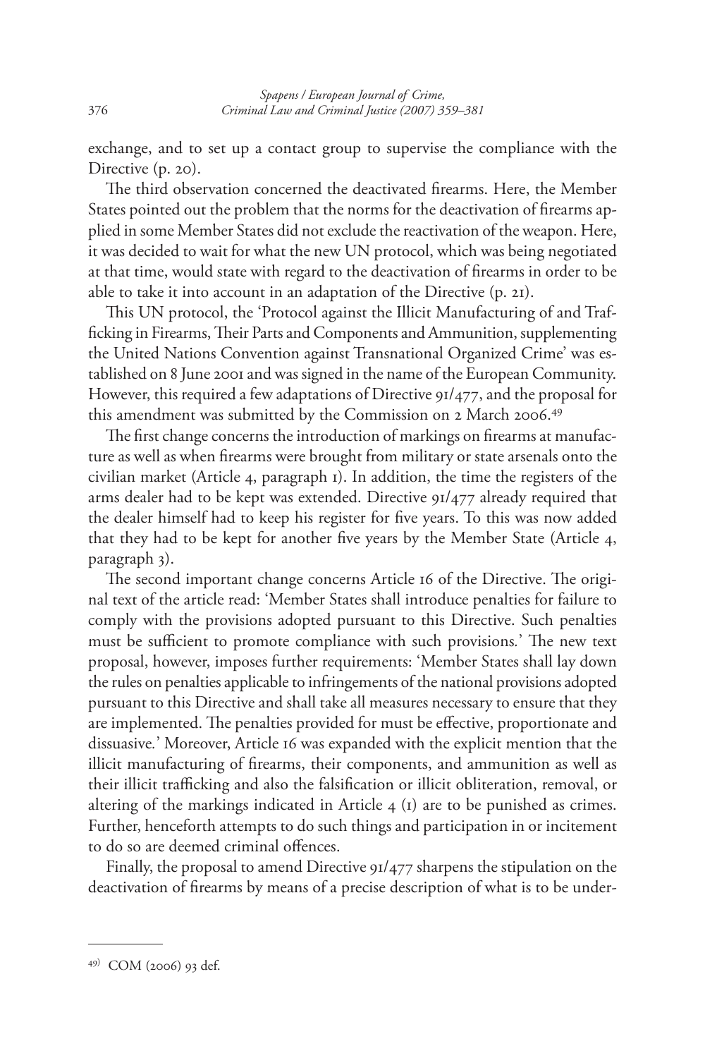exchange, and to set up a contact group to supervise the compliance with the Directive (p. 20).

The third observation concerned the deactivated firearms. Here, the Member States pointed out the problem that the norms for the deactivation of firearms applied in some Member States did not exclude the reactivation of the weapon. Here, it was decided to wait for what the new UN protocol, which was being negotiated at that time, would state with regard to the deactivation of firearms in order to be able to take it into account in an adaptation of the Directive (p. 21).

This UN protocol, the 'Protocol against the Illicit Manufacturing of and Trafficking in Firearms, Their Parts and Components and Ammunition, supplementing the United Nations Convention against Transnational Organized Crime' was established on 8 June 2001 and was signed in the name of the European Community. However, this required a few adaptations of Directive 91/477, and the proposal for this amendment was submitted by the Commission on 2 March 2006.[49]

The first change concerns the introduction of markings on firearms at manufacture as well as when firearms were brought from military or state arsenals onto the civilian market (Article 4, paragraph 1). In addition, the time the registers of the arms dealer had to be kept was extended. Directive 91/477 already required that the dealer himself had to keep his register for five years. To this was now added that they had to be kept for another five years by the Member State (Article 4, paragraph 3).

The second important change concerns Article 16 of the Directive. The original text of the article read: 'Member States shall introduce penalties for failure to comply with the provisions adopted pursuant to this Directive. Such penalties must be sufficient to promote compliance with such provisions.' The new text proposal, however, imposes further requirements: 'Member States shall lay down the rules on penalties applicable to infringements of the national provisions adopted pursuant to this Directive and shall take all measures necessary to ensure that they are implemented. The penalties provided for must be effective, proportionate and dissuasive.' Moreover, Article 16 was expanded with the explicit mention that the illicit manufacturing of firearms, their components, and ammunition as well as their illicit trafficking and also the falsification or illicit obliteration, removal, or altering of the markings indicated in Article 4 (1) are to be punished as crimes. Further, henceforth attempts to do such things and participation in or incitement to do so are deemed criminal offences.

Finally, the proposal to amend Directive 91/477 sharpens the stipulation on the deactivation of firearms by means of a precise description of what is to be under-

---

[49] COM (2006) 93 def.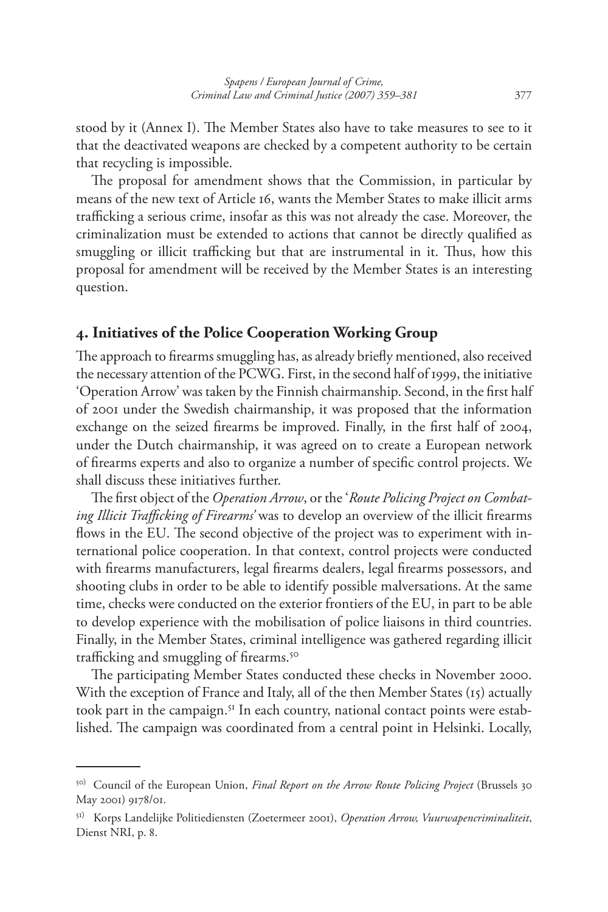stood by it (Annex I). The Member States also have to take measures to see to it that the deactivated weapons are checked by a competent authority to be certain that recycling is impossible.

The proposal for amendment shows that the Commission, in particular by means of the new text of Article 16, wants the Member States to make illicit arms trafficking a serious crime, insofar as this was not already the case. Moreover, the criminalization must be extended to actions that cannot be directly qualified as smuggling or illicit trafficking but that are instrumental in it. Thus, how this proposal for amendment will be received by the Member States is an interesting question.

## 4. Initiatives of the Police Cooperation Working Group

The approach to firearms smuggling has, as already briefly mentioned, also received the necessary attention of the PCWG. First, in the second half of 1999, the initiative 'Operation Arrow' was taken by the Finnish chairmanship. Second, in the first half of 2001 under the Swedish chairmanship, it was proposed that the information exchange on the seized firearms be improved. Finally, in the first half of 2004, under the Dutch chairmanship, it was agreed on to create a European network of firearms experts and also to organize a number of specific control projects. We shall discuss these initiatives further.

The first object of the *Operation Arrow*, or the '*Route Policing Project on Combating Illicit Trafficking of Firearms*' was to develop an overview of the illicit firearms flows in the EU. The second objective of the project was to experiment with international police cooperation. In that context, control projects were conducted with firearms manufacturers, legal firearms dealers, legal firearms possessors, and shooting clubs in order to be able to identify possible malversations. At the same time, checks were conducted on the exterior frontiers of the EU, in part to be able to develop experience with the mobilisation of police liaisons in third countries. Finally, in the Member States, criminal intelligence was gathered regarding illicit trafficking and smuggling of firearms.[50]

The participating Member States conducted these checks in November 2000. With the exception of France and Italy, all of the then Member States (15) actually took part in the campaign.[51] In each country, national contact points were established. The campaign was coordinated from a central point in Helsinki. Locally,

---

[50] Council of the European Union, *Final Report on the Arrow Route Policing Project* (Brussels 30 May 2001) 9178/01.

[51] Korps Landelijke Politiediensten (Zoetermeer 2001), *Operation Arrow, Vuurwapencriminaliteit*, Dienst NRI, p. 8.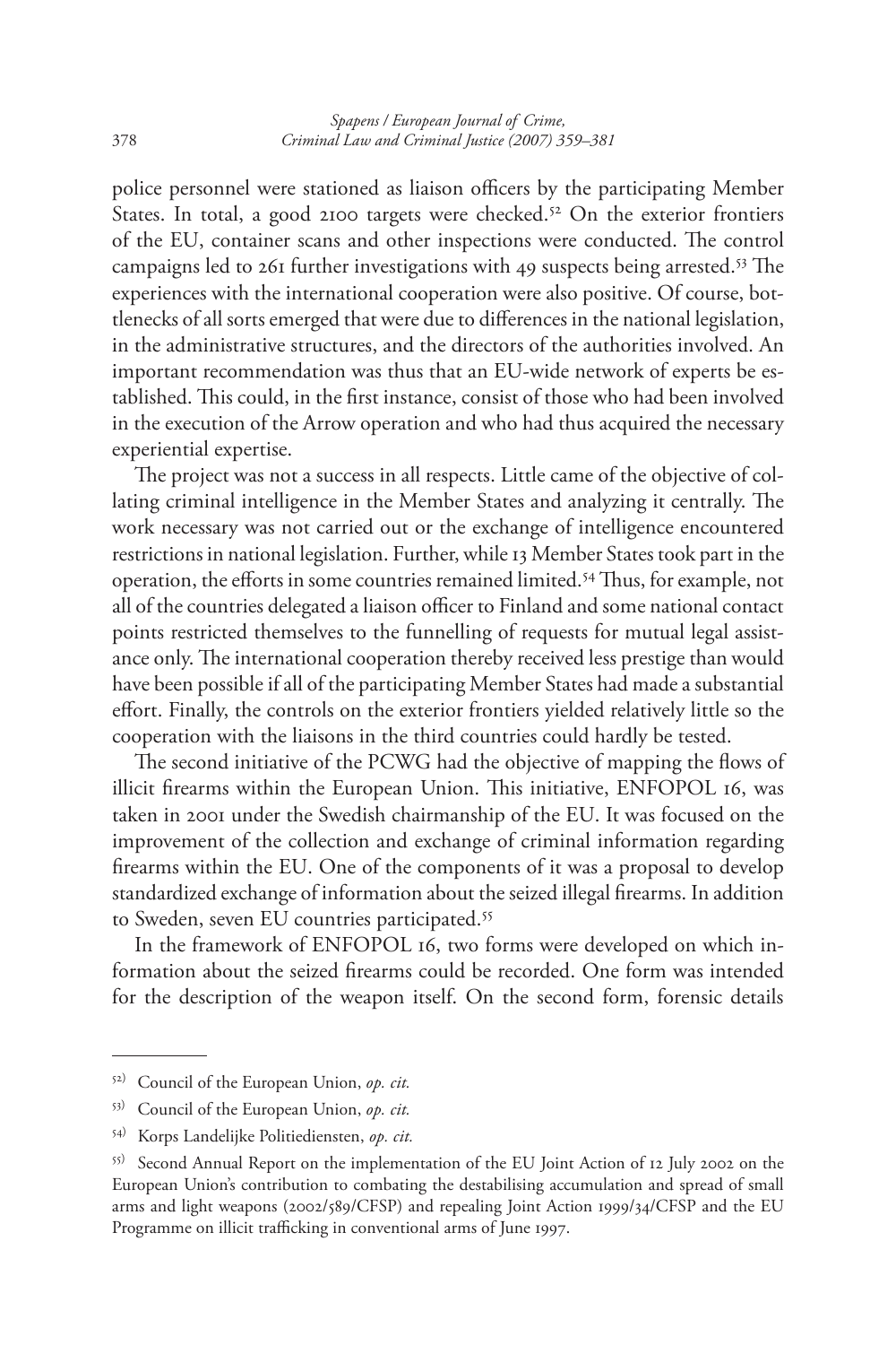police personnel were stationed as liaison officers by the participating Member States. In total, a good 2100 targets were checked.[52] On the exterior frontiers of the EU, container scans and other inspections were conducted. The control campaigns led to 261 further investigations with 49 suspects being arrested.[53] The experiences with the international cooperation were also positive. Of course, bottlenecks of all sorts emerged that were due to differences in the national legislation, in the administrative structures, and the directors of the authorities involved. An important recommendation was thus that an EU-wide network of experts be established. This could, in the first instance, consist of those who had been involved in the execution of the Arrow operation and who had thus acquired the necessary experiential expertise.

The project was not a success in all respects. Little came of the objective of collating criminal intelligence in the Member States and analyzing it centrally. The work necessary was not carried out or the exchange of intelligence encountered restrictions in national legislation. Further, while 13 Member States took part in the operation, the efforts in some countries remained limited.[54] Thus, for example, not all of the countries delegated a liaison officer to Finland and some national contact points restricted themselves to the funnelling of requests for mutual legal assistance only. The international cooperation thereby received less prestige than would have been possible if all of the participating Member States had made a substantial effort. Finally, the controls on the exterior frontiers yielded relatively little so the cooperation with the liaisons in the third countries could hardly be tested.

The second initiative of the PCWG had the objective of mapping the flows of illicit firearms within the European Union. This initiative, ENFOPOL 16, was taken in 2001 under the Swedish chairmanship of the EU. It was focused on the improvement of the collection and exchange of criminal information regarding firearms within the EU. One of the components of it was a proposal to develop standardized exchange of information about the seized illegal firearms. In addition to Sweden, seven EU countries participated.[55]

In the framework of ENFOPOL 16, two forms were developed on which information about the seized firearms could be recorded. One form was intended for the description of the weapon itself. On the second form, forensic details

---

[52] Council of the European Union, *op. cit.*

[53] Council of the European Union, *op. cit.*

[54] Korps Landelijke Politiediensten, *op. cit.*

[55] Second Annual Report on the implementation of the EU Joint Action of 12 July 2002 on the European Union's contribution to combating the destabilising accumulation and spread of small arms and light weapons (2002/589/CFSP) and repealing Joint Action 1999/34/CFSP and the EU Programme on illicit trafficking in conventional arms of June 1997.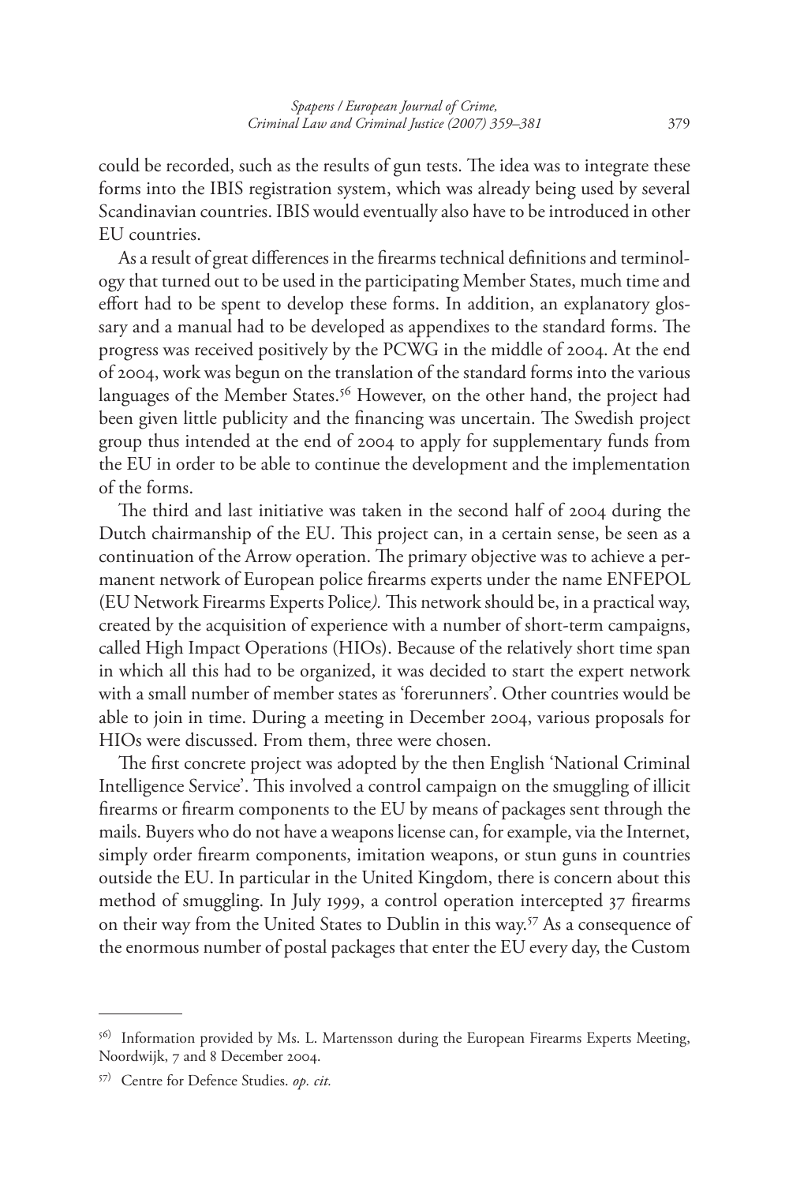could be recorded, such as the results of gun tests. The idea was to integrate these forms into the IBIS registration system, which was already being used by several Scandinavian countries. IBIS would eventually also have to be introduced in other EU countries.

As a result of great differences in the firearms technical definitions and terminology that turned out to be used in the participating Member States, much time and effort had to be spent to develop these forms. In addition, an explanatory glossary and a manual had to be developed as appendixes to the standard forms. The progress was received positively by the PCWG in the middle of 2004. At the end of 2004, work was begun on the translation of the standard forms into the various languages of the Member States.[56] However, on the other hand, the project had been given little publicity and the financing was uncertain. The Swedish project group thus intended at the end of 2004 to apply for supplementary funds from the EU in order to be able to continue the development and the implementation of the forms.

The third and last initiative was taken in the second half of 2004 during the Dutch chairmanship of the EU. This project can, in a certain sense, be seen as a continuation of the Arrow operation. The primary objective was to achieve a permanent network of European police firearms experts under the name ENFEPOL (EU Network Firearms Experts Police*).* This network should be, in a practical way, created by the acquisition of experience with a number of short-term campaigns, called High Impact Operations (HIOs). Because of the relatively short time span in which all this had to be organized, it was decided to start the expert network with a small number of member states as 'forerunners'. Other countries would be able to join in time. During a meeting in December 2004, various proposals for HIOs were discussed. From them, three were chosen.

The first concrete project was adopted by the then English 'National Criminal Intelligence Service'. This involved a control campaign on the smuggling of illicit firearms or firearm components to the EU by means of packages sent through the mails. Buyers who do not have a weapons license can, for example, via the Internet, simply order firearm components, imitation weapons, or stun guns in countries outside the EU. In particular in the United Kingdom, there is concern about this method of smuggling. In July 1999, a control operation intercepted 37 firearms on their way from the United States to Dublin in this way.[57] As a consequence of the enormous number of postal packages that enter the EU every day, the Custom

---

[56] Information provided by Ms. L. Martensson during the European Firearms Experts Meeting, Noordwijk, 7 and 8 December 2004.

[57] Centre for Defence Studies. *op. cit.*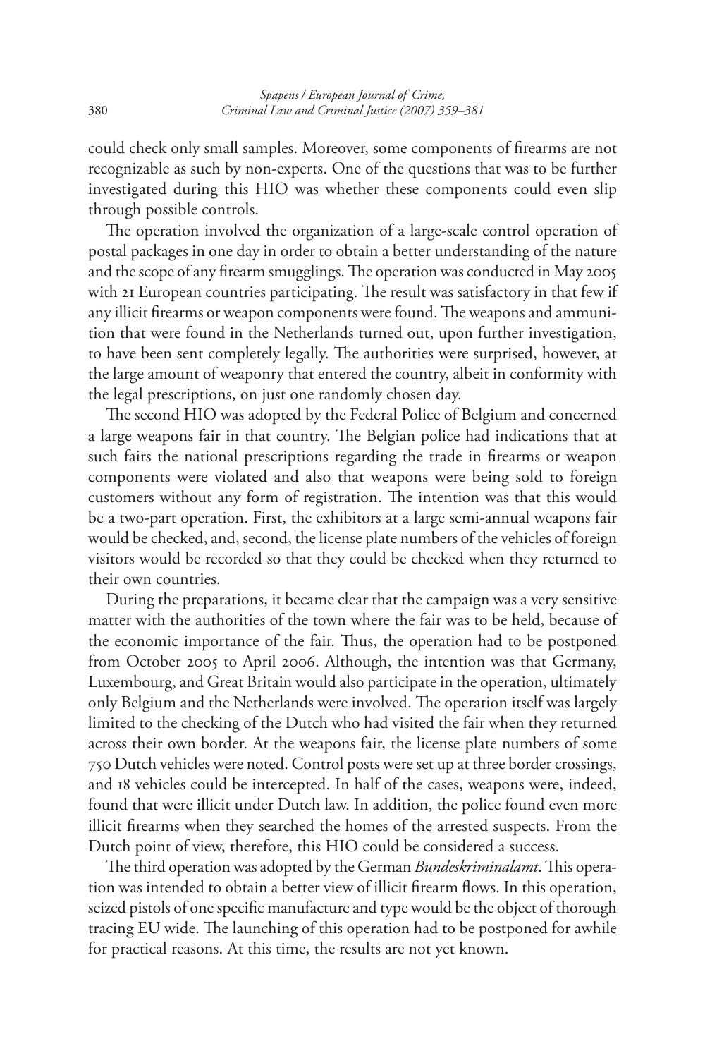could check only small samples. Moreover, some components of firearms are not recognizable as such by non-experts. One of the questions that was to be further investigated during this HIO was whether these components could even slip through possible controls.

The operation involved the organization of a large-scale control operation of postal packages in one day in order to obtain a better understanding of the nature and the scope of any firearm smugglings. The operation was conducted in May 2005 with 21 European countries participating. The result was satisfactory in that few if any illicit firearms or weapon components were found. The weapons and ammunition that were found in the Netherlands turned out, upon further investigation, to have been sent completely legally. The authorities were surprised, however, at the large amount of weaponry that entered the country, albeit in conformity with the legal prescriptions, on just one randomly chosen day.

The second HIO was adopted by the Federal Police of Belgium and concerned a large weapons fair in that country. The Belgian police had indications that at such fairs the national prescriptions regarding the trade in firearms or weapon components were violated and also that weapons were being sold to foreign customers without any form of registration. The intention was that this would be a two-part operation. First, the exhibitors at a large semi-annual weapons fair would be checked, and, second, the license plate numbers of the vehicles of foreign visitors would be recorded so that they could be checked when they returned to their own countries.

During the preparations, it became clear that the campaign was a very sensitive matter with the authorities of the town where the fair was to be held, because of the economic importance of the fair. Thus, the operation had to be postponed from October 2005 to April 2006. Although, the intention was that Germany, Luxembourg, and Great Britain would also participate in the operation, ultimately only Belgium and the Netherlands were involved. The operation itself was largely limited to the checking of the Dutch who had visited the fair when they returned across their own border. At the weapons fair, the license plate numbers of some 750 Dutch vehicles were noted. Control posts were set up at three border crossings, and 18 vehicles could be intercepted. In half of the cases, weapons were, indeed, found that were illicit under Dutch law. In addition, the police found even more illicit firearms when they searched the homes of the arrested suspects. From the Dutch point of view, therefore, this HIO could be considered a success.

The third operation was adopted by the German *Bundeskriminalamt*. This operation was intended to obtain a better view of illicit firearm flows. In this operation, seized pistols of one specific manufacture and type would be the object of thorough tracing EU wide. The launching of this operation had to be postponed for awhile for practical reasons. At this time, the results are not yet known.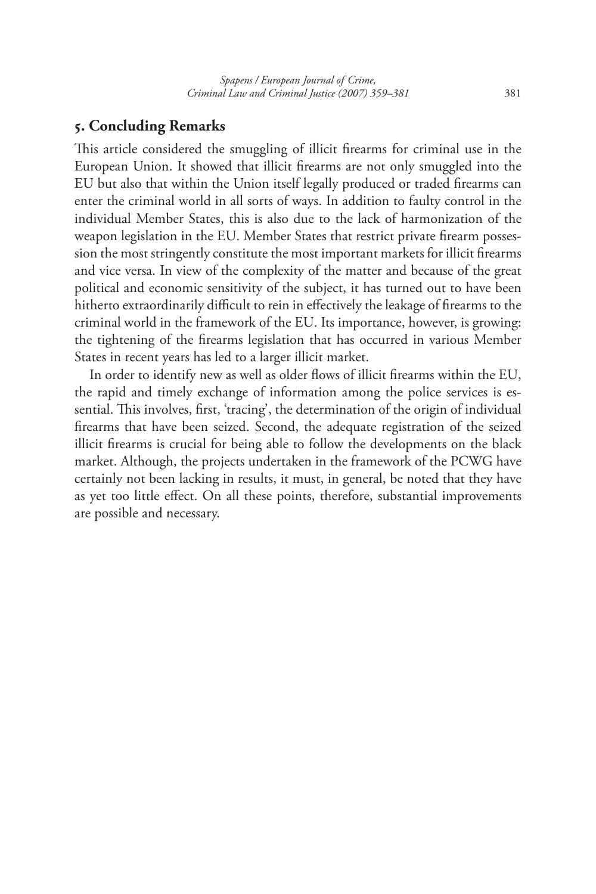## 5. Concluding Remarks

This article considered the smuggling of illicit firearms for criminal use in the European Union. It showed that illicit firearms are not only smuggled into the EU but also that within the Union itself legally produced or traded firearms can enter the criminal world in all sorts of ways. In addition to faulty control in the individual Member States, this is also due to the lack of harmonization of the weapon legislation in the EU. Member States that restrict private firearm possession the most stringently constitute the most important markets for illicit firearms and vice versa. In view of the complexity of the matter and because of the great political and economic sensitivity of the subject, it has turned out to have been hitherto extraordinarily difficult to rein in effectively the leakage of firearms to the criminal world in the framework of the EU. Its importance, however, is growing: the tightening of the firearms legislation that has occurred in various Member States in recent years has led to a larger illicit market.

In order to identify new as well as older flows of illicit firearms within the EU, the rapid and timely exchange of information among the police services is essential. This involves, first, 'tracing', the determination of the origin of individual firearms that have been seized. Second, the adequate registration of the seized illicit firearms is crucial for being able to follow the developments on the black market. Although, the projects undertaken in the framework of the PCWG have certainly not been lacking in results, it must, in general, be noted that they have as yet too little effect. On all these points, therefore, substantial improvements are possible and necessary.